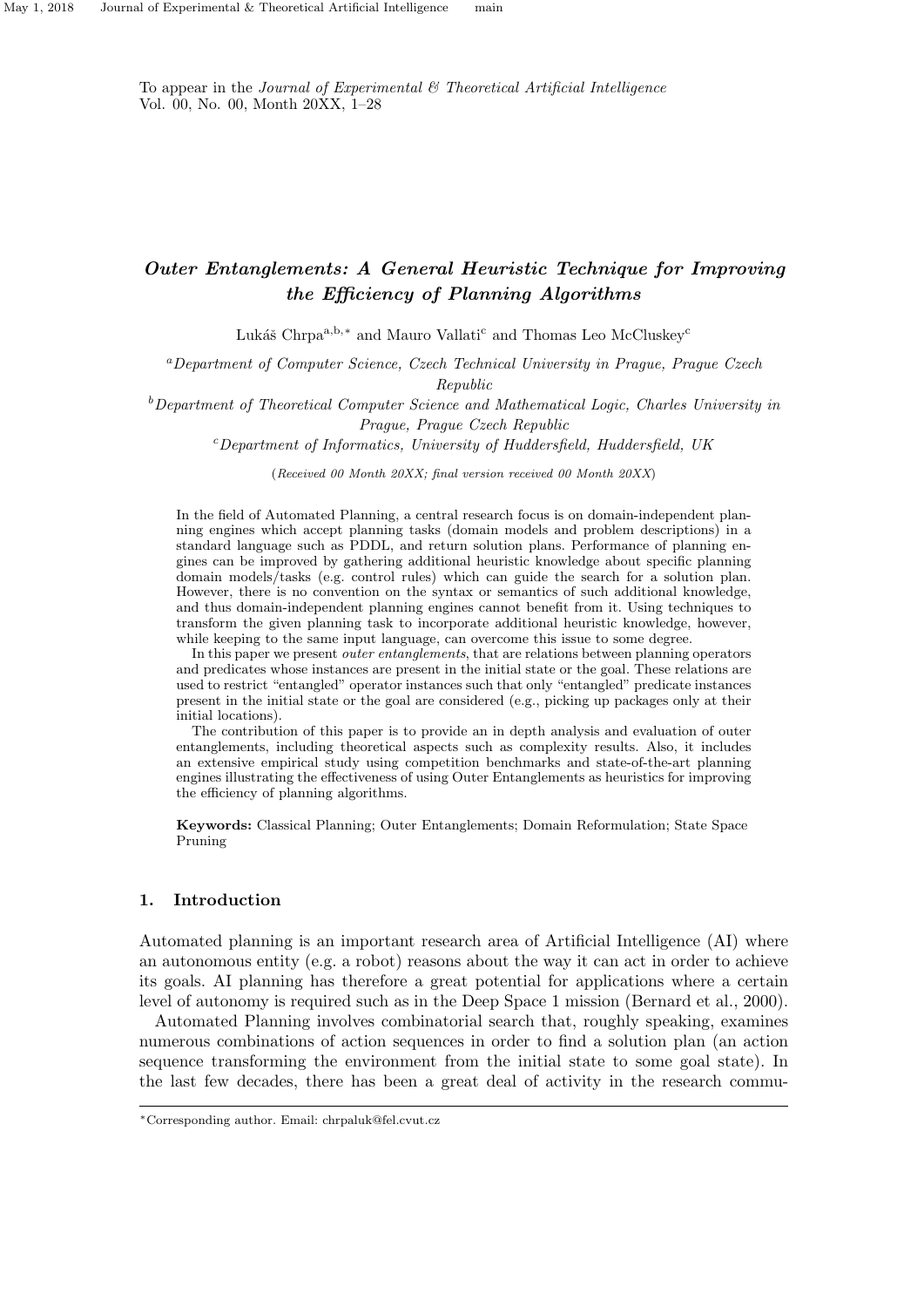To appear in the *Journal of Experimental & Theoretical Artificial Intelligence*
Vol. 00, No. 00, Month 20XX, 1–28

# *Outer Entanglements: A General Heuristic Technique for Improving the Efficiency of Planning Algorithms*

Lukáš Chrpa[a,b,*] and Mauro Vallati[c] and Thomas Leo McCluskey[c]

[a]*Department of Computer Science, Czech Technical University in Prague, Prague Czech Republic*

[b]*Department of Theoretical Computer Science and Mathematical Logic, Charles University in Prague, Prague Czech Republic*

[c]*Department of Informatics, University of Huddersfield, Huddersfield, UK*

(*Received 00 Month 20XX; final version received 00 Month 20XX*)

In the field of Automated Planning, a central research focus is on domain-independent planning engines which accept planning tasks (domain models and problem descriptions) in a standard language such as PDDL, and return solution plans. Performance of planning engines can be improved by gathering additional heuristic knowledge about specific planning domain models/tasks (e.g. control rules) which can guide the search for a solution plan. However, there is no convention on the syntax or semantics of such additional knowledge, and thus domain-independent planning engines cannot benefit from it. Using techniques to transform the given planning task to incorporate additional heuristic knowledge, however, while keeping to the same input language, can overcome this issue to some degree.

In this paper we present *outer entanglements*, that are relations between planning operators and predicates whose instances are present in the initial state or the goal. These relations are used to restrict "entangled" operator instances such that only "entangled" predicate instances present in the initial state or the goal are considered (e.g., picking up packages only at their initial locations).

The contribution of this paper is to provide an in depth analysis and evaluation of outer entanglements, including theoretical aspects such as complexity results. Also, it includes an extensive empirical study using competition benchmarks and state-of-the-art planning engines illustrating the effectiveness of using Outer Entanglements as heuristics for improving the efficiency of planning algorithms.

**Keywords:** Classical Planning; Outer Entanglements; Domain Reformulation; State Space Pruning

## 1. Introduction

Automated planning is an important research area of Artificial Intelligence (AI) where an autonomous entity (e.g. a robot) reasons about the way it can act in order to achieve its goals. AI planning has therefore a great potential for applications where a certain level of autonomy is required such as in the Deep Space 1 mission (Bernard et al., 2000).

Automated Planning involves combinatorial search that, roughly speaking, examines numerous combinations of action sequences in order to find a solution plan (an action sequence transforming the environment from the initial state to some goal state). In the last few decades, there has been a great deal of activity in the research commu-

*Corresponding author. Email: chrpaluk@fel.cvut.cz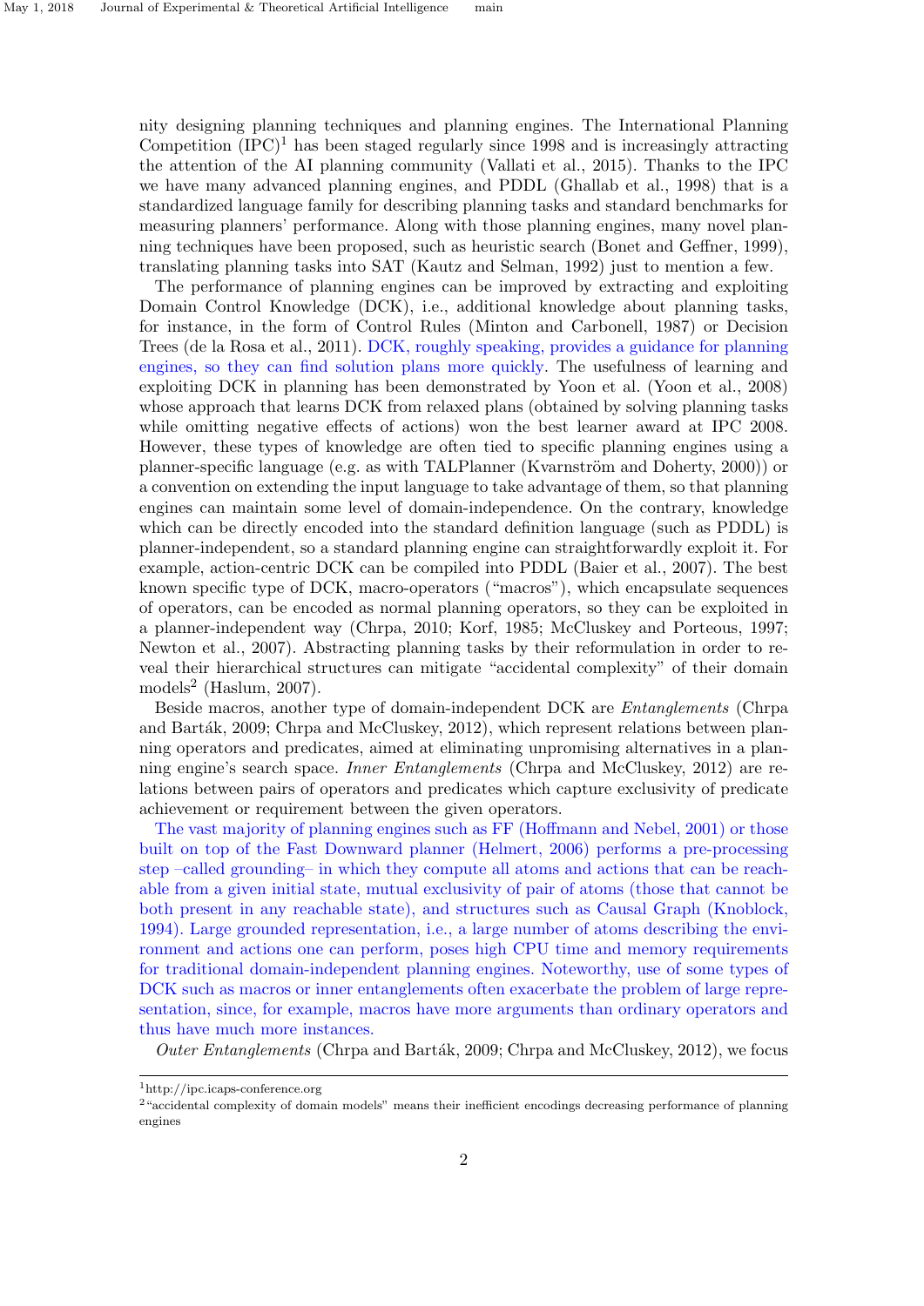nity designing planning techniques and planning engines. The International Planning Competition (IPC)[1] has been staged regularly since 1998 and is increasingly attracting the attention of the AI planning community (Vallati et al., 2015). Thanks to the IPC we have many advanced planning engines, and PDDL (Ghallab et al., 1998) that is a standardized language family for describing planning tasks and standard benchmarks for measuring planners' performance. Along with those planning engines, many novel planning techniques have been proposed, such as heuristic search (Bonet and Geffner, 1999), translating planning tasks into SAT (Kautz and Selman, 1992) just to mention a few.

The performance of planning engines can be improved by extracting and exploiting Domain Control Knowledge (DCK), i.e., additional knowledge about planning tasks, for instance, in the form of Control Rules (Minton and Carbonell, 1987) or Decision Trees (de la Rosa et al., 2011). DCK, roughly speaking, provides a guidance for planning engines, so they can find solution plans more quickly. The usefulness of learning and exploiting DCK in planning has been demonstrated by Yoon et al. (Yoon et al., 2008) whose approach that learns DCK from relaxed plans (obtained by solving planning tasks while omitting negative effects of actions) won the best learner award at IPC 2008. However, these types of knowledge are often tied to specific planning engines using a planner-specific language (e.g. as with TALPlanner (Kvarnström and Doherty, 2000)) or a convention on extending the input language to take advantage of them, so that planning engines can maintain some level of domain-independence. On the contrary, knowledge which can be directly encoded into the standard definition language (such as PDDL) is planner-independent, so a standard planning engine can straightforwardly exploit it. For example, action-centric DCK can be compiled into PDDL (Baier et al., 2007). The best known specific type of DCK, macro-operators ("macros"), which encapsulate sequences of operators, can be encoded as normal planning operators, so they can be exploited in a planner-independent way (Chrpa, 2010; Korf, 1985; McCluskey and Porteous, 1997; Newton et al., 2007). Abstracting planning tasks by their reformulation in order to reveal their hierarchical structures can mitigate "accidental complexity" of their domain models[2] (Haslum, 2007).

Beside macros, another type of domain-independent DCK are *Entanglements* (Chrpa and Barták, 2009; Chrpa and McCluskey, 2012), which represent relations between planning operators and predicates, aimed at eliminating unpromising alternatives in a planning engine's search space. *Inner Entanglements* (Chrpa and McCluskey, 2012) are relations between pairs of operators and predicates which capture exclusivity of predicate achievement or requirement between the given operators.

The vast majority of planning engines such as FF (Hoffmann and Nebel, 2001) or those built on top of the Fast Downward planner (Helmert, 2006) performs a pre-processing step –called grounding– in which they compute all atoms and actions that can be reachable from a given initial state, mutual exclusivity of pair of atoms (those that cannot be both present in any reachable state), and structures such as Causal Graph (Knoblock, 1994). Large grounded representation, i.e., a large number of atoms describing the environment and actions one can perform, poses high CPU time and memory requirements for traditional domain-independent planning engines. Noteworthy, use of some types of DCK such as macros or inner entanglements often exacerbate the problem of large representation, since, for example, macros have more arguments than ordinary operators and thus have much more instances.

*Outer Entanglements* (Chrpa and Barták, 2009; Chrpa and McCluskey, 2012), we focus

[1] http://ipc.icaps-conference.org

[2] "accidental complexity of domain models" means their inefficient encodings decreasing performance of planning engines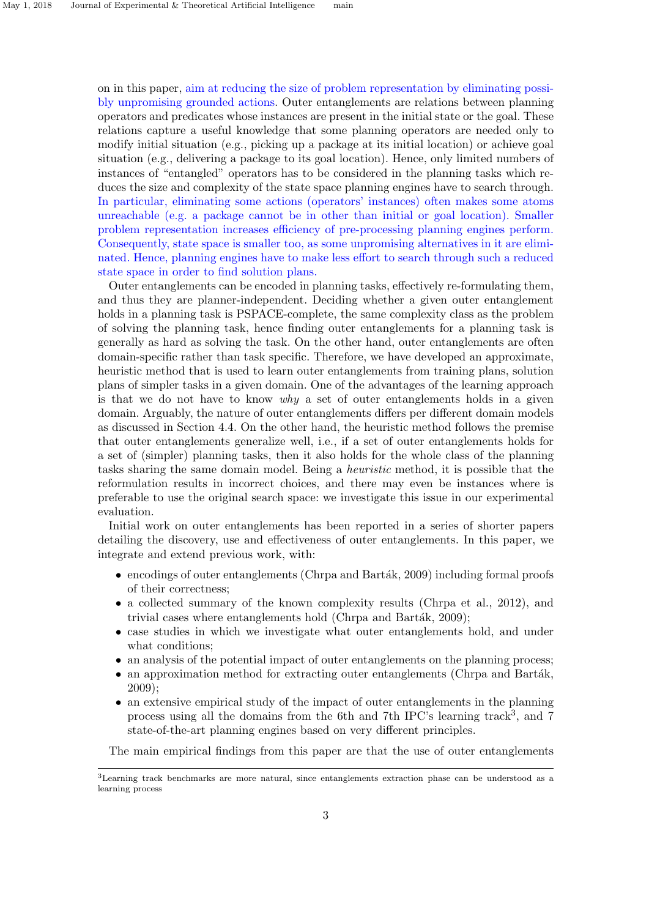on in this paper, aim at reducing the size of problem representation by eliminating possibly unpromising grounded actions. Outer entanglements are relations between planning operators and predicates whose instances are present in the initial state or the goal. These relations capture a useful knowledge that some planning operators are needed only to modify initial situation (e.g., picking up a package at its initial location) or achieve goal situation (e.g., delivering a package to its goal location). Hence, only limited numbers of instances of "entangled" operators has to be considered in the planning tasks which reduces the size and complexity of the state space planning engines have to search through. In particular, eliminating some actions (operators' instances) often makes some atoms unreachable (e.g. a package cannot be in other than initial or goal location). Smaller problem representation increases efficiency of pre-processing planning engines perform. Consequently, state space is smaller too, as some unpromising alternatives in it are eliminated. Hence, planning engines have to make less effort to search through such a reduced state space in order to find solution plans.

Outer entanglements can be encoded in planning tasks, effectively re-formulating them, and thus they are planner-independent. Deciding whether a given outer entanglement holds in a planning task is PSPACE-complete, the same complexity class as the problem of solving the planning task, hence finding outer entanglements for a planning task is generally as hard as solving the task. On the other hand, outer entanglements are often domain-specific rather than task specific. Therefore, we have developed an approximate, heuristic method that is used to learn outer entanglements from training plans, solution plans of simpler tasks in a given domain. One of the advantages of the learning approach is that we do not have to know *why* a set of outer entanglements holds in a given domain. Arguably, the nature of outer entanglements differs per different domain models as discussed in Section 4.4. On the other hand, the heuristic method follows the premise that outer entanglements generalize well, i.e., if a set of outer entanglements holds for a set of (simpler) planning tasks, then it also holds for the whole class of the planning tasks sharing the same domain model. Being a *heuristic* method, it is possible that the reformulation results in incorrect choices, and there may even be instances where is preferable to use the original search space: we investigate this issue in our experimental evaluation.

Initial work on outer entanglements has been reported in a series of shorter papers detailing the discovery, use and effectiveness of outer entanglements. In this paper, we integrate and extend previous work, with:

- encodings of outer entanglements (Chrpa and Barták, 2009) including formal proofs of their correctness;
- a collected summary of the known complexity results (Chrpa et al., 2012), and trivial cases where entanglements hold (Chrpa and Barták, 2009);
- case studies in which we investigate what outer entanglements hold, and under what conditions;
- an analysis of the potential impact of outer entanglements on the planning process;
- an approximation method for extracting outer entanglements (Chrpa and Barták, 2009);
- an extensive empirical study of the impact of outer entanglements in the planning process using all the domains from the 6th and 7th IPC's learning track[3], and 7 state-of-the-art planning engines based on very different principles.

The main empirical findings from this paper are that the use of outer entanglements

[3]Learning track benchmarks are more natural, since entanglements extraction phase can be understood as a learning process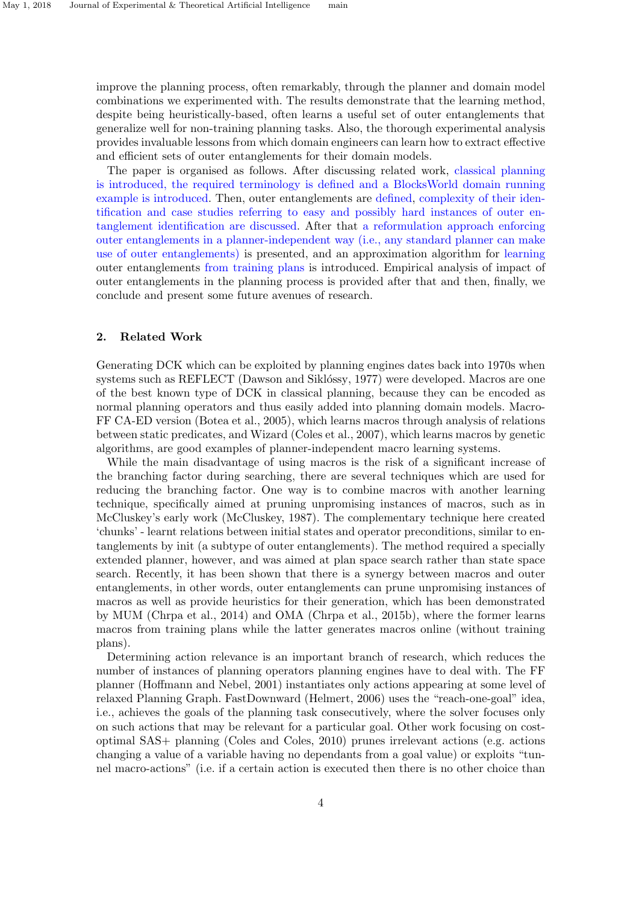improve the planning process, often remarkably, through the planner and domain model combinations we experimented with. The results demonstrate that the learning method, despite being heuristically-based, often learns a useful set of outer entanglements that generalize well for non-training planning tasks. Also, the thorough experimental analysis provides invaluable lessons from which domain engineers can learn how to extract effective and efficient sets of outer entanglements for their domain models.

The paper is organised as follows. After discussing related work, classical planning is introduced, the required terminology is defined and a BlocksWorld domain running example is introduced. Then, outer entanglements are defined, complexity of their identification and case studies referring to easy and possibly hard instances of outer entanglement identification are discussed. After that a reformulation approach enforcing outer entanglements in a planner-independent way (i.e., any standard planner can make use of outer entanglements) is presented, and an approximation algorithm for learning outer entanglements from training plans is introduced. Empirical analysis of impact of outer entanglements in the planning process is provided after that and then, finally, we conclude and present some future avenues of research.

## 2. Related Work

Generating DCK which can be exploited by planning engines dates back into 1970s when systems such as REFLECT (Dawson and Siklóssy, 1977) were developed. Macros are one of the best known type of DCK in classical planning, because they can be encoded as normal planning operators and thus easily added into planning domain models. Macro-FF CA-ED version (Botea et al., 2005), which learns macros through analysis of relations between static predicates, and Wizard (Coles et al., 2007), which learns macros by genetic algorithms, are good examples of planner-independent macro learning systems.

While the main disadvantage of using macros is the risk of a significant increase of the branching factor during searching, there are several techniques which are used for reducing the branching factor. One way is to combine macros with another learning technique, specifically aimed at pruning unpromising instances of macros, such as in McCluskey's early work (McCluskey, 1987). The complementary technique here created 'chunks' - learnt relations between initial states and operator preconditions, similar to entanglements by init (a subtype of outer entanglements). The method required a specially extended planner, however, and was aimed at plan space search rather than state space search. Recently, it has been shown that there is a synergy between macros and outer entanglements, in other words, outer entanglements can prune unpromising instances of macros as well as provide heuristics for their generation, which has been demonstrated by MUM (Chrpa et al., 2014) and OMA (Chrpa et al., 2015b), where the former learns macros from training plans while the latter generates macros online (without training plans).

Determining action relevance is an important branch of research, which reduces the number of instances of planning operators planning engines have to deal with. The FF planner (Hoffmann and Nebel, 2001) instantiates only actions appearing at some level of relaxed Planning Graph. FastDownward (Helmert, 2006) uses the "reach-one-goal" idea, i.e., achieves the goals of the planning task consecutively, where the solver focuses only on such actions that may be relevant for a particular goal. Other work focusing on cost-optimal SAS+ planning (Coles and Coles, 2010) prunes irrelevant actions (e.g. actions changing a value of a variable having no dependants from a goal value) or exploits "tunnel macro-actions" (i.e. if a certain action is executed then there is no other choice than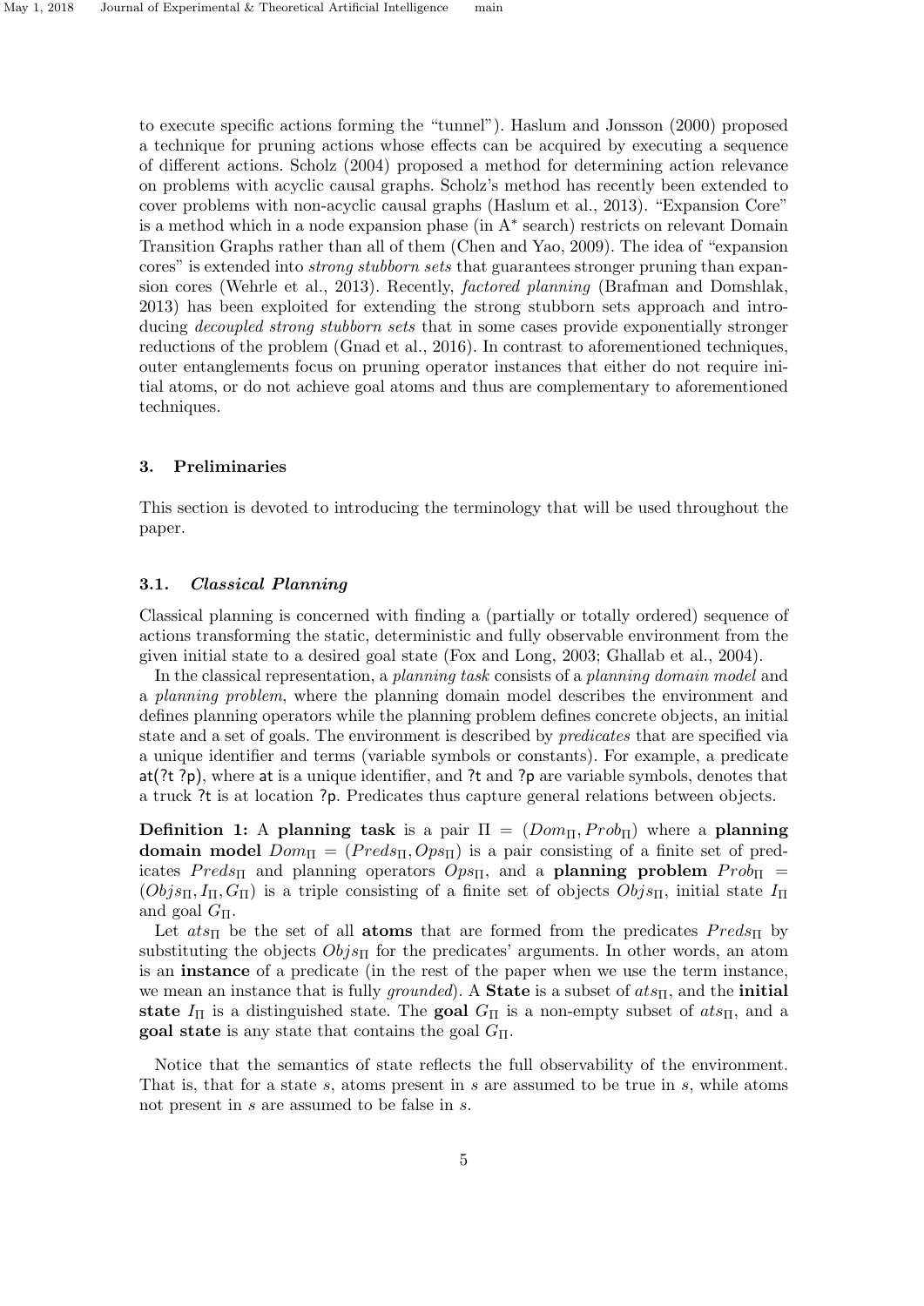to execute specific actions forming the "tunnel"). Haslum and Jonsson (2000) proposed a technique for pruning actions whose effects can be acquired by executing a sequence of different actions. Scholz (2004) proposed a method for determining action relevance on problems with acyclic causal graphs. Scholz's method has recently been extended to cover problems with non-acyclic causal graphs (Haslum et al., 2013). "Expansion Core" is a method which in a node expansion phase (in A* search) restricts on relevant Domain Transition Graphs rather than all of them (Chen and Yao, 2009). The idea of "expansion cores" is extended into *strong stubborn sets* that guarantees stronger pruning than expansion cores (Wehrle et al., 2013). Recently, *factored planning* (Brafman and Domshlak, 2013) has been exploited for extending the strong stubborn sets approach and introducing *decoupled strong stubborn sets* that in some cases provide exponentially stronger reductions of the problem (Gnad et al., 2016). In contrast to aforementioned techniques, outer entanglements focus on pruning operator instances that either do not require initial atoms, or do not achieve goal atoms and thus are complementary to aforementioned techniques.

## 3. Preliminaries

This section is devoted to introducing the terminology that will be used throughout the paper.

### 3.1. *Classical Planning*

Classical planning is concerned with finding a (partially or totally ordered) sequence of actions transforming the static, deterministic and fully observable environment from the given initial state to a desired goal state (Fox and Long, 2003; Ghallab et al., 2004).

In the classical representation, a *planning task* consists of a *planning domain model* and a *planning problem*, where the planning domain model describes the environment and defines planning operators while the planning problem defines concrete objects, an initial state and a set of goals. The environment is described by *predicates* that are specified via a unique identifier and terms (variable symbols or constants). For example, a predicate at(?t ?p), where at is a unique identifier, and ?t and ?p are variable symbols, denotes that a truck ?t is at location ?p. Predicates thus capture general relations between objects.

**Definition 1:** A **planning task** is a pair $\Pi = (Dom_\Pi, Prob_\Pi)$ where a **planning domain model** $Dom_\Pi = (Preds_\Pi, Ops_\Pi)$ is a pair consisting of a finite set of predicates $Preds_\Pi$ and planning operators $Ops_\Pi$, and a **planning problem** $Prob_\Pi = (Objs_\Pi, I_\Pi, G_\Pi)$ is a triple consisting of a finite set of objects $Objs_\Pi$, initial state $I_\Pi$ and goal $G_\Pi$.

Let $ats_\Pi$ be the set of all **atoms** that are formed from the predicates $Preds_\Pi$ by substituting the objects $Objs_\Pi$ for the predicates' arguments. In other words, an atom is an **instance** of a predicate (in the rest of the paper when we use the term instance, we mean an instance that is fully *grounded*). A **State** is a subset of $ats_\Pi$, and the **initial state** $I_\Pi$ is a distinguished state. The **goal** $G_\Pi$ is a non-empty subset of $ats_\Pi$, and a **goal state** is any state that contains the goal $G_\Pi$.

Notice that the semantics of state reflects the full observability of the environment. That is, that for a state $s$, atoms present in $s$ are assumed to be true in $s$, while atoms not present in $s$ are assumed to be false in $s$.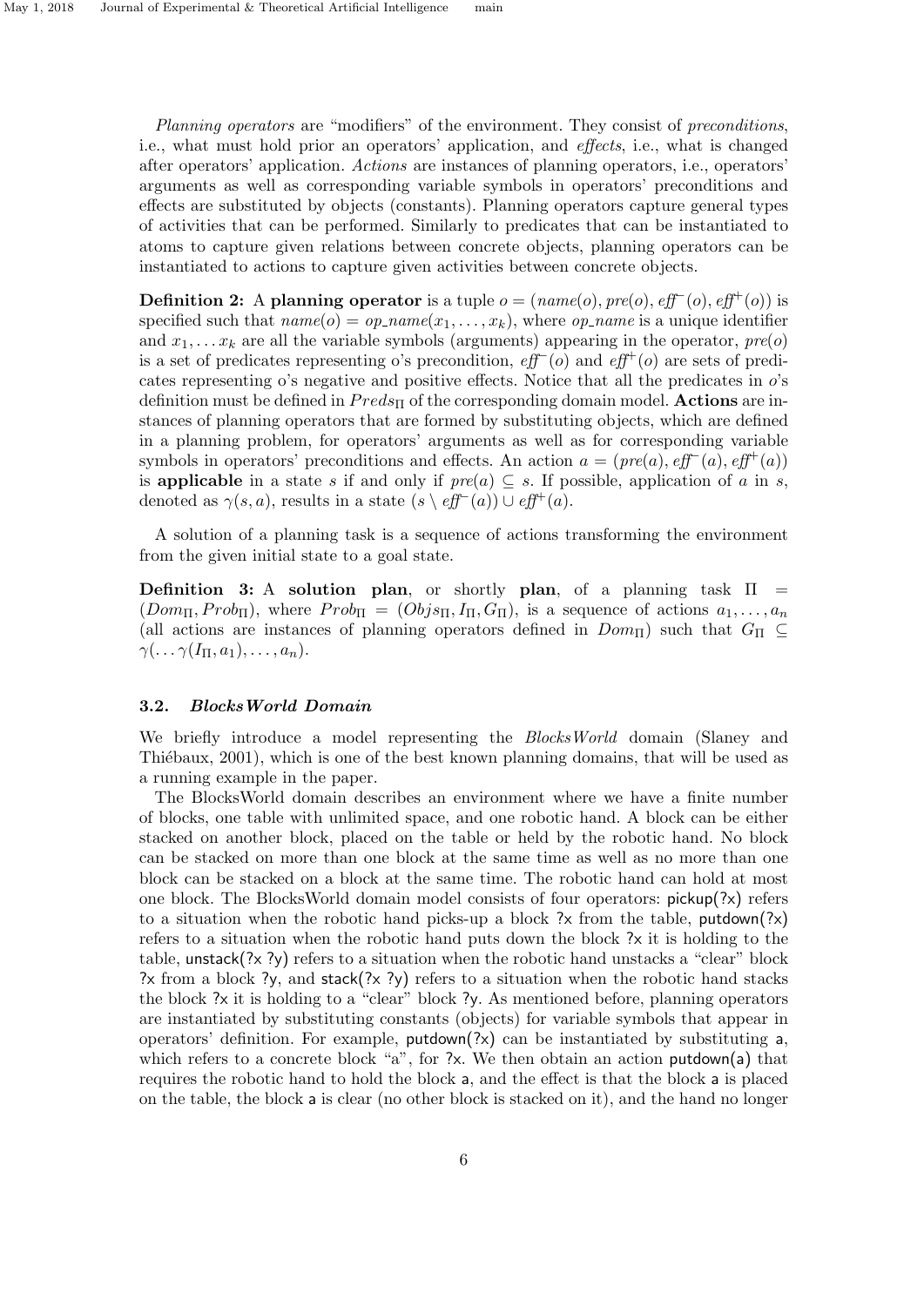*Planning operators* are "modifiers" of the environment. They consist of *preconditions*, i.e., what must hold prior an operators' application, and *effects*, i.e., what is changed after operators' application. *Actions* are instances of planning operators, i.e., operators' arguments as well as corresponding variable symbols in operators' preconditions and effects are substituted by objects (constants). Planning operators capture general types of activities that can be performed. Similarly to predicates that can be instantiated to atoms to capture given relations between concrete objects, planning operators can be instantiated to actions to capture given activities between concrete objects.

**Definition 2:** A **planning operator** is a tuple $o = (name(o), pre(o), eff^-(o), eff^+(o))$ is specified such that $name(o) = op\_name(x_1, \ldots, x_k)$, where $op\_name$ is a unique identifier and $x_1, \ldots x_k$ are all the variable symbols (arguments) appearing in the operator, $pre(o)$ is a set of predicates representing o's precondition, $eff^-(o)$ and $eff^+(o)$ are sets of predicates representing o's negative and positive effects. Notice that all the predicates in $o$'s definition must be defined in $Preds_\Pi$ of the corresponding domain model. **Actions** are instances of planning operators that are formed by substituting objects, which are defined in a planning problem, for operators' arguments as well as for corresponding variable symbols in operators' preconditions and effects. An action $a = (pre(a), eff^-(a), eff^+(a))$ is **applicable** in a state $s$ if and only if $pre(a) \subseteq s$. If possible, application of $a$ in $s$, denoted as $\gamma(s, a)$, results in a state $(s \setminus eff^-(a)) \cup eff^+(a)$.

A solution of a planning task is a sequence of actions transforming the environment from the given initial state to a goal state.

**Definition 3:** A **solution plan**, or shortly **plan**, of a planning task $\Pi = (Dom_\Pi, Prob_\Pi)$, where $Prob_\Pi = (Objs_\Pi, I_\Pi, G_\Pi)$, is a sequence of actions $a_1, \ldots, a_n$ (all actions are instances of planning operators defined in $Dom_\Pi$) such that $G_\Pi \subseteq \gamma(\ldots\gamma(I_\Pi, a_1), \ldots, a_n)$.

### 3.2. *BlocksWorld Domain*

We briefly introduce a model representing the *BlocksWorld* domain (Slaney and Thiébaux, 2001), which is one of the best known planning domains, that will be used as a running example in the paper.

The BlocksWorld domain describes an environment where we have a finite number of blocks, one table with unlimited space, and one robotic hand. A block can be either stacked on another block, placed on the table or held by the robotic hand. No block can be stacked on more than one block at the same time as well as no more than one block can be stacked on a block at the same time. The robotic hand can hold at most one block. The BlocksWorld domain model consists of four operators: pickup(?x) refers to a situation when the robotic hand picks-up a block ?x from the table, putdown(?x) refers to a situation when the robotic hand puts down the block ?x it is holding to the table, unstack(?x ?y) refers to a situation when the robotic hand unstacks a "clear" block ?x from a block ?y, and stack(?x ?y) refers to a situation when the robotic hand stacks the block ?x it is holding to a "clear" block ?y. As mentioned before, planning operators are instantiated by substituting constants (objects) for variable symbols that appear in operators' definition. For example, putdown(?x) can be instantiated by substituting a, which refers to a concrete block "a", for ?x. We then obtain an action putdown(a) that requires the robotic hand to hold the block a, and the effect is that the block a is placed on the table, the block a is clear (no other block is stacked on it), and the hand no longer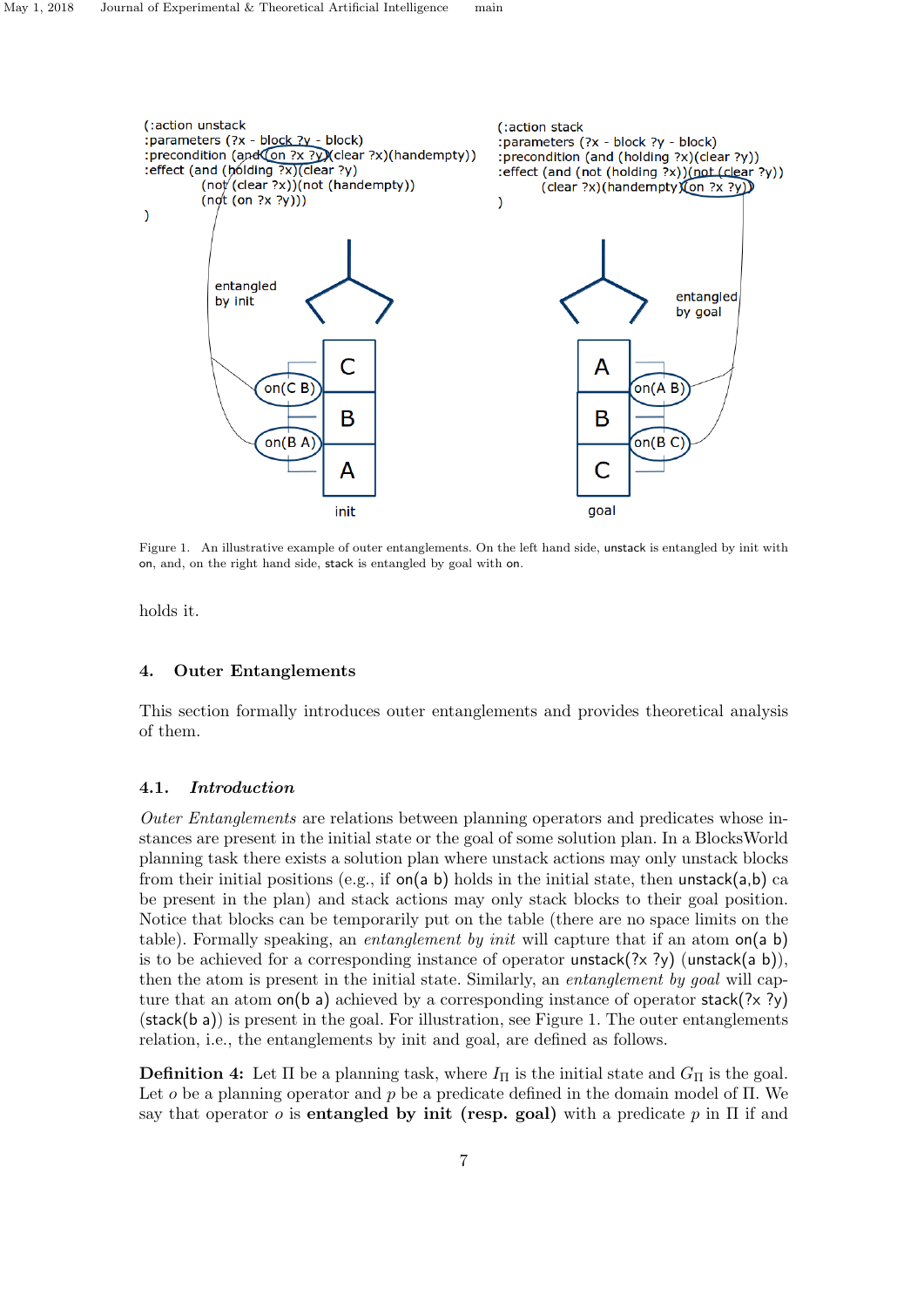```
(:action unstack
:parameters (?x - block ?y - block)
:precondition (and (on ?x ?y)(clear ?x)(handempty))
:effect (and (holding ?x)(clear ?y)
        (not (clear ?x))(not (handempty))
        (not (on ?x ?y)))
)
```

```
(:action stack
:parameters (?x - block ?y - block)
:precondition (and (holding ?x)(clear ?y))
:effect (and (not (holding ?x))(not (clear ?y))
        (clear ?x)(handempty)(on ?x ?y))
)
```

Figure 1. An illustrative example of outer entanglements. On the left hand side, unstack is entangled by init with on, and, on the right hand side, stack is entangled by goal with on.

holds it.

## 4. Outer Entanglements

This section formally introduces outer entanglements and provides theoretical analysis of them.

### 4.1. *Introduction*

*Outer Entanglements* are relations between planning operators and predicates whose instances are present in the initial state or the goal of some solution plan. In a BlocksWorld planning task there exists a solution plan where unstack actions may only unstack blocks from their initial positions (e.g., if on(a b) holds in the initial state, then unstack(a,b) ca be present in the plan) and stack actions may only stack blocks to their goal position. Notice that blocks can be temporarily put on the table (there are no space limits on the table). Formally speaking, an *entanglement by init* will capture that if an atom on(a b) is to be achieved for a corresponding instance of operator unstack(?x ?y) (unstack(a b)), then the atom is present in the initial state. Similarly, an *entanglement by goal* will capture that an atom on(b a) achieved by a corresponding instance of operator stack(?x ?y) (stack(b a)) is present in the goal. For illustration, see Figure 1. The outer entanglements relation, i.e., the entanglements by init and goal, are defined as follows.

**Definition 4:** Let $\Pi$ be a planning task, where $I_\Pi$ is the initial state and $G_\Pi$ is the goal. Let $o$ be a planning operator and $p$ be a predicate defined in the domain model of $\Pi$. We say that operator $o$ is **entangled by init (resp. goal)** with a predicate $p$ in $\Pi$ if and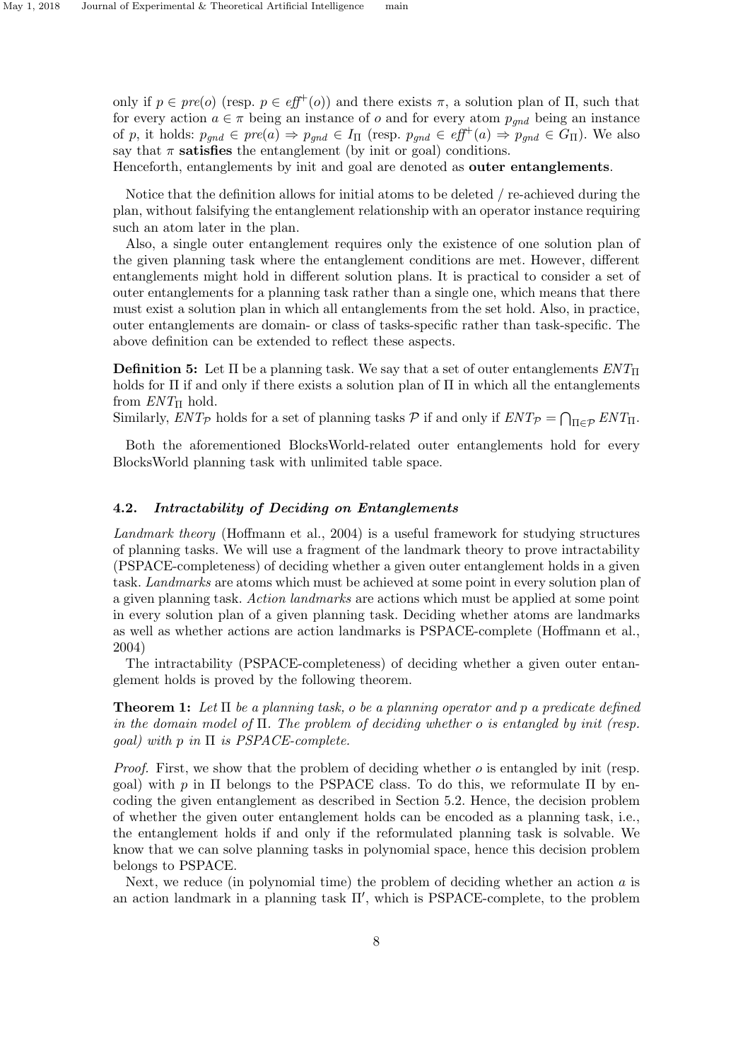only if $p \in pre(o)$ (resp. $p \in eff^+(o)$) and there exists $\pi$, a solution plan of $\Pi$, such that for every action $a \in \pi$ being an instance of $o$ and for every atom $p_{gnd}$ being an instance of $p$, it holds: $p_{gnd} \in pre(a) \Rightarrow p_{gnd} \in I_\Pi$ (resp. $p_{gnd} \in eff^+(a) \Rightarrow p_{gnd} \in G_\Pi$). We also say that $\pi$ **satisfies** the entanglement (by init or goal) conditions.
Henceforth, entanglements by init and goal are denoted as **outer entanglements**.

Notice that the definition allows for initial atoms to be deleted / re-achieved during the plan, without falsifying the entanglement relationship with an operator instance requiring such an atom later in the plan.

Also, a single outer entanglement requires only the existence of one solution plan of the given planning task where the entanglement conditions are met. However, different entanglements might hold in different solution plans. It is practical to consider a set of outer entanglements for a planning task rather than a single one, which means that there must exist a solution plan in which all entanglements from the set hold. Also, in practice, outer entanglements are domain- or class of tasks-specific rather than task-specific. The above definition can be extended to reflect these aspects.

**Definition 5:** Let $\Pi$ be a planning task. We say that a set of outer entanglements $ENT_\Pi$ holds for $\Pi$ if and only if there exists a solution plan of $\Pi$ in which all the entanglements from $ENT_\Pi$ hold.
Similarly, $ENT_\mathcal{P}$ holds for a set of planning tasks $\mathcal{P}$ if and only if $ENT_\mathcal{P} = \bigcap_{\Pi \in \mathcal{P}} ENT_\Pi$.

Both the aforementioned BlocksWorld-related outer entanglements hold for every BlocksWorld planning task with unlimited table space.

### 4.2. *Intractability of Deciding on Entanglements*

*Landmark theory* (Hoffmann et al., 2004) is a useful framework for studying structures of planning tasks. We will use a fragment of the landmark theory to prove intractability (PSPACE-completeness) of deciding whether a given outer entanglement holds in a given task. *Landmarks* are atoms which must be achieved at some point in every solution plan of a given planning task. *Action landmarks* are actions which must be applied at some point in every solution plan of a given planning task. Deciding whether atoms are landmarks as well as whether actions are action landmarks is PSPACE-complete (Hoffmann et al., 2004)

The intractability (PSPACE-completeness) of deciding whether a given outer entanglement holds is proved by the following theorem.

**Theorem 1:** *Let $\Pi$ be a planning task, $o$ be a planning operator and $p$ a predicate defined in the domain model of $\Pi$. The problem of deciding whether $o$ is entangled by init (resp. goal) with $p$ in $\Pi$ is PSPACE-complete.*

*Proof.* First, we show that the problem of deciding whether $o$ is entangled by init (resp. goal) with $p$ in $\Pi$ belongs to the PSPACE class. To do this, we reformulate $\Pi$ by encoding the given entanglement as described in Section 5.2. Hence, the decision problem of whether the given outer entanglement holds can be encoded as a planning task, i.e., the entanglement holds if and only if the reformulated planning task is solvable. We know that we can solve planning tasks in polynomial space, hence this decision problem belongs to PSPACE.

Next, we reduce (in polynomial time) the problem of deciding whether an action $a$ is an action landmark in a planning task $\Pi'$, which is PSPACE-complete, to the problem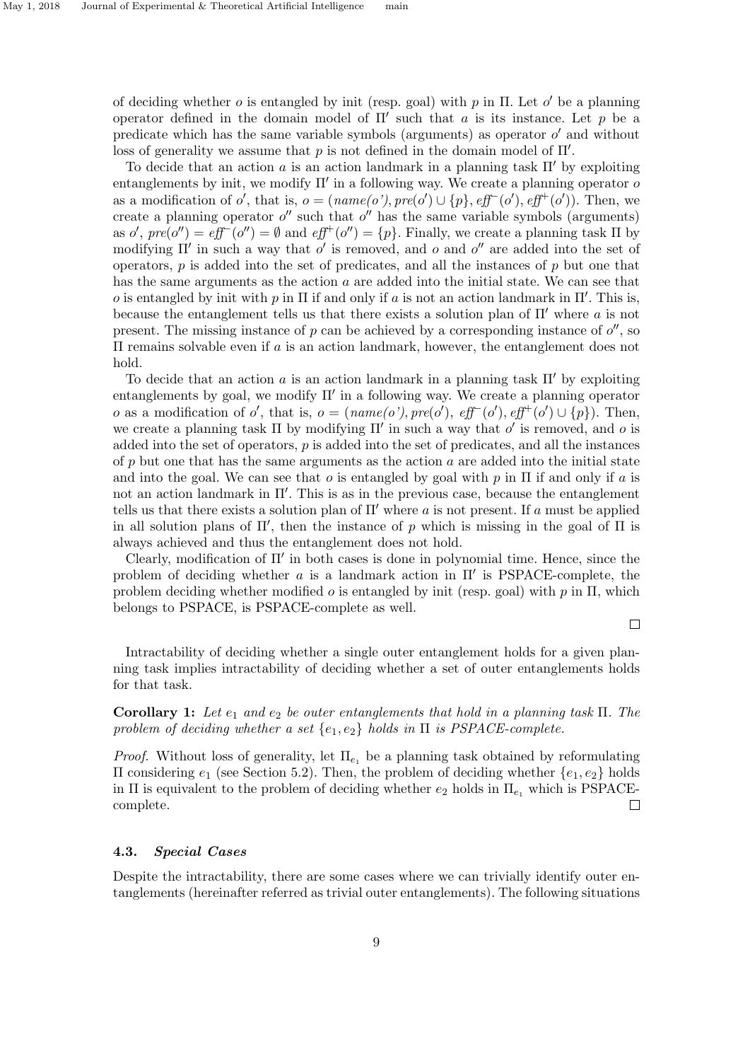of deciding whether $o$ is entangled by init (resp. goal) with $p$ in $\Pi$. Let $o'$ be a planning operator defined in the domain model of $\Pi'$ such that $a$ is its instance. Let $p$ be a predicate which has the same variable symbols (arguments) as operator $o'$ and without loss of generality we assume that $p$ is not defined in the domain model of $\Pi'$.

To decide that an action $a$ is an action landmark in a planning task $\Pi'$ by exploiting entanglements by init, we modify $\Pi'$ in a following way. We create a planning operator $o$ as a modification of $o'$, that is, $o = (name(o'), pre(o') \cup \{p\}, eff^-(o'), eff^+(o'))$. Then, we create a planning operator $o''$ such that $o''$ has the same variable symbols (arguments) as $o'$, $pre(o'') = eff^-(o'') = \emptyset$ and $eff^+(o'') = \{p\}$. Finally, we create a planning task $\Pi$ by modifying $\Pi'$ in such a way that $o'$ is removed, and $o$ and $o''$ are added into the set of operators, $p$ is added into the set of predicates, and all the instances of $p$ but one that has the same arguments as the action $a$ are added into the initial state. We can see that $o$ is entangled by init with $p$ in $\Pi$ if and only if $a$ is not an action landmark in $\Pi'$. This is, because the entanglement tells us that there exists a solution plan of $\Pi'$ where $a$ is not present. The missing instance of $p$ can be achieved by a corresponding instance of $o''$, so $\Pi$ remains solvable even if $a$ is an action landmark, however, the entanglement does not hold.

To decide that an action $a$ is an action landmark in a planning task $\Pi'$ by exploiting entanglements by goal, we modify $\Pi'$ in a following way. We create a planning operator $o$ as a modification of $o'$, that is, $o = (name(o'), pre(o'), eff^-(o'), eff^+(o') \cup \{p\})$. Then, we create a planning task $\Pi$ by modifying $\Pi'$ in such a way that $o'$ is removed, and $o$ is added into the set of operators, $p$ is added into the set of predicates, and all the instances of $p$ but one that has the same arguments as the action $a$ are added into the initial state and into the goal. We can see that $o$ is entangled by goal with $p$ in $\Pi$ if and only if $a$ is not an action landmark in $\Pi'$. This is as in the previous case, because the entanglement tells us that there exists a solution plan of $\Pi'$ where $a$ is not present. If $a$ must be applied in all solution plans of $\Pi'$, then the instance of $p$ which is missing in the goal of $\Pi$ is always achieved and thus the entanglement does not hold.

Clearly, modification of $\Pi'$ in both cases is done in polynomial time. Hence, since the problem of deciding whether $a$ is a landmark action in $\Pi'$ is PSPACE-complete, the problem deciding whether modified $o$ is entangled by init (resp. goal) with $p$ in $\Pi$, which belongs to PSPACE, is PSPACE-complete as well. □

Intractability of deciding whether a single outer entanglement holds for a given planning task implies intractability of deciding whether a set of outer entanglements holds for that task.

**Corollary 1:** *Let $e_1$ and $e_2$ be outer entanglements that hold in a planning task $\Pi$. The problem of deciding whether a set $\{e_1, e_2\}$ holds in $\Pi$ is PSPACE-complete.*

*Proof.* Without loss of generality, let $\Pi_{e_1}$ be a planning task obtained by reformulating $\Pi$ considering $e_1$ (see Section 5.2). Then, the problem of deciding whether $\{e_1, e_2\}$ holds in $\Pi$ is equivalent to the problem of deciding whether $e_2$ holds in $\Pi_{e_1}$ which is PSPACE-complete. □

### 4.3. *Special Cases*

Despite the intractability, there are some cases where we can trivially identify outer entanglements (hereinafter referred as trivial outer entanglements). The following situations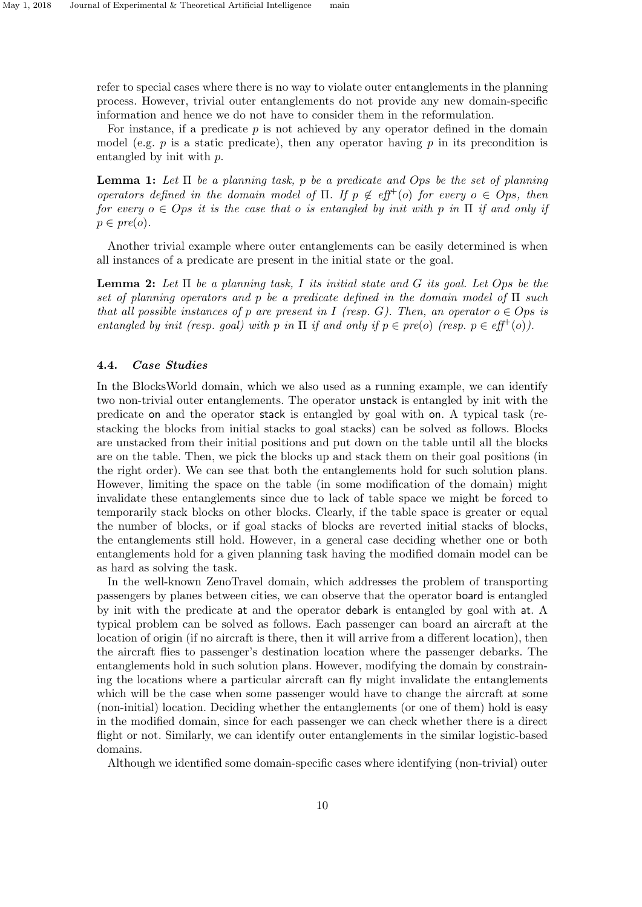refer to special cases where there is no way to violate outer entanglements in the planning process. However, trivial outer entanglements do not provide any new domain-specific information and hence we do not have to consider them in the reformulation.

For instance, if a predicate $p$ is not achieved by any operator defined in the domain model (e.g. $p$ is a static predicate), then any operator having $p$ in its precondition is entangled by init with $p$.

**Lemma 1:** *Let $\Pi$ be a planning task, $p$ be a predicate and Ops be the set of planning operators defined in the domain model of $\Pi$. If $p \notin \mathit{eff}^+(o)$ for every $o \in Ops$, then for every $o \in Ops$ it is the case that $o$ is entangled by init with $p$ in $\Pi$ if and only if $p \in pre(o)$.*

Another trivial example where outer entanglements can be easily determined is when all instances of a predicate are present in the initial state or the goal.

**Lemma 2:** *Let $\Pi$ be a planning task, $I$ its initial state and $G$ its goal. Let Ops be the set of planning operators and $p$ be a predicate defined in the domain model of $\Pi$ such that all possible instances of $p$ are present in $I$ (resp. $G$). Then, an operator $o \in Ops$ is entangled by init (resp. goal) with $p$ in $\Pi$ if and only if $p \in pre(o)$ (resp. $p \in \mathit{eff}^+(o)$).*

### 4.4. *Case Studies*

In the BlocksWorld domain, which we also used as a running example, we can identify two non-trivial outer entanglements. The operator unstack is entangled by init with the predicate on and the operator stack is entangled by goal with on. A typical task (re-stacking the blocks from initial stacks to goal stacks) can be solved as follows. Blocks are unstacked from their initial positions and put down on the table until all the blocks are on the table. Then, we pick the blocks up and stack them on their goal positions (in the right order). We can see that both the entanglements hold for such solution plans. However, limiting the space on the table (in some modification of the domain) might invalidate these entanglements since due to lack of table space we might be forced to temporarily stack blocks on other blocks. Clearly, if the table space is greater or equal the number of blocks, or if goal stacks of blocks are reverted initial stacks of blocks, the entanglements still hold. However, in a general case deciding whether one or both entanglements hold for a given planning task having the modified domain model can be as hard as solving the task.

In the well-known ZenoTravel domain, which addresses the problem of transporting passengers by planes between cities, we can observe that the operator board is entangled by init with the predicate at and the operator debark is entangled by goal with at. A typical problem can be solved as follows. Each passenger can board an aircraft at the location of origin (if no aircraft is there, then it will arrive from a different location), then the aircraft flies to passenger's destination location where the passenger debarks. The entanglements hold in such solution plans. However, modifying the domain by constraining the locations where a particular aircraft can fly might invalidate the entanglements which will be the case when some passenger would have to change the aircraft at some (non-initial) location. Deciding whether the entanglements (or one of them) hold is easy in the modified domain, since for each passenger we can check whether there is a direct flight or not. Similarly, we can identify outer entanglements in the similar logistic-based domains.

Although we identified some domain-specific cases where identifying (non-trivial) outer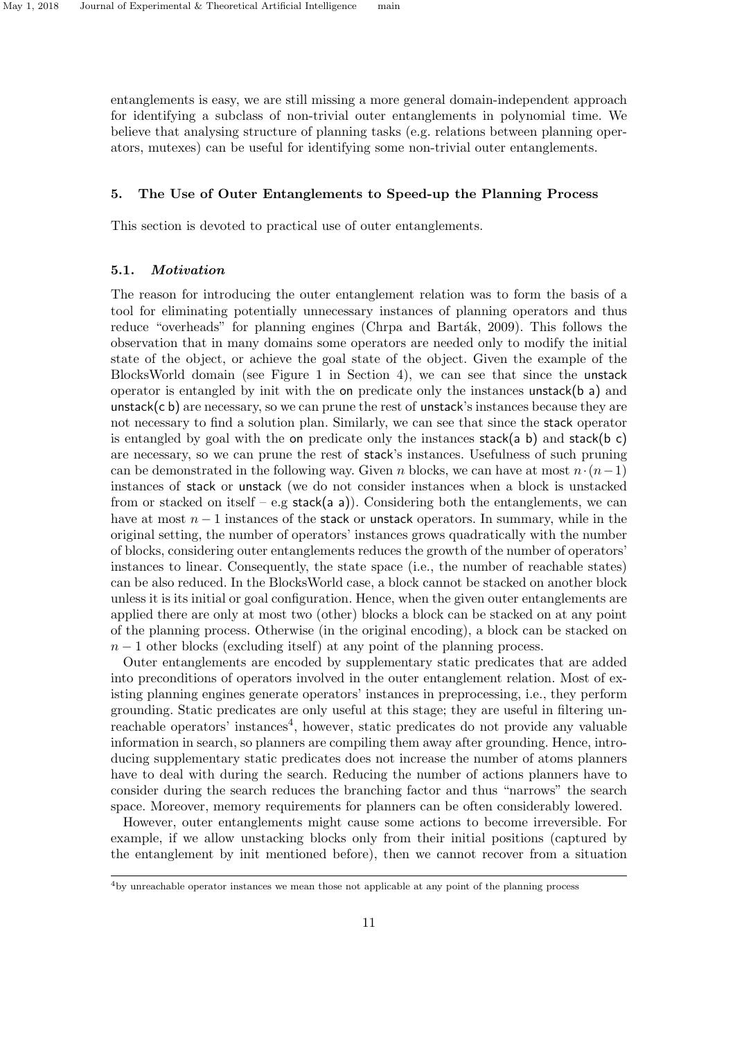entanglements is easy, we are still missing a more general domain-independent approach for identifying a subclass of non-trivial outer entanglements in polynomial time. We believe that analysing structure of planning tasks (e.g. relations between planning operators, mutexes) can be useful for identifying some non-trivial outer entanglements.

## 5. The Use of Outer Entanglements to Speed-up the Planning Process

This section is devoted to practical use of outer entanglements.

### 5.1. *Motivation*

The reason for introducing the outer entanglement relation was to form the basis of a tool for eliminating potentially unnecessary instances of planning operators and thus reduce "overheads" for planning engines (Chrpa and Barták, 2009). This follows the observation that in many domains some operators are needed only to modify the initial state of the object, or achieve the goal state of the object. Given the example of the BlocksWorld domain (see Figure 1 in Section 4), we can see that since the unstack operator is entangled by init with the on predicate only the instances unstack(b a) and unstack(c b) are necessary, so we can prune the rest of unstack's instances because they are not necessary to find a solution plan. Similarly, we can see that since the stack operator is entangled by goal with the on predicate only the instances stack(a b) and stack(b c) are necessary, so we can prune the rest of stack's instances. Usefulness of such pruning can be demonstrated in the following way. Given $n$ blocks, we can have at most $n \cdot (n-1)$ instances of stack or unstack (we do not consider instances when a block is unstacked from or stacked on itself – e.g stack(a a)). Considering both the entanglements, we can have at most $n-1$ instances of the stack or unstack operators. In summary, while in the original setting, the number of operators' instances grows quadratically with the number of blocks, considering outer entanglements reduces the growth of the number of operators' instances to linear. Consequently, the state space (i.e., the number of reachable states) can be also reduced. In the BlocksWorld case, a block cannot be stacked on another block unless it is its initial or goal configuration. Hence, when the given outer entanglements are applied there are only at most two (other) blocks a block can be stacked on at any point of the planning process. Otherwise (in the original encoding), a block can be stacked on $n-1$ other blocks (excluding itself) at any point of the planning process.

Outer entanglements are encoded by supplementary static predicates that are added into preconditions of operators involved in the outer entanglement relation. Most of existing planning engines generate operators' instances in preprocessing, i.e., they perform grounding. Static predicates are only useful at this stage; they are useful in filtering unreachable operators' instances[4], however, static predicates do not provide any valuable information in search, so planners are compiling them away after grounding. Hence, introducing supplementary static predicates does not increase the number of atoms planners have to deal with during the search. Reducing the number of actions planners have to consider during the search reduces the branching factor and thus "narrows" the search space. Moreover, memory requirements for planners can be often considerably lowered.

However, outer entanglements might cause some actions to become irreversible. For example, if we allow unstacking blocks only from their initial positions (captured by the entanglement by init mentioned before), then we cannot recover from a situation

[4] by unreachable operator instances we mean those not applicable at any point of the planning process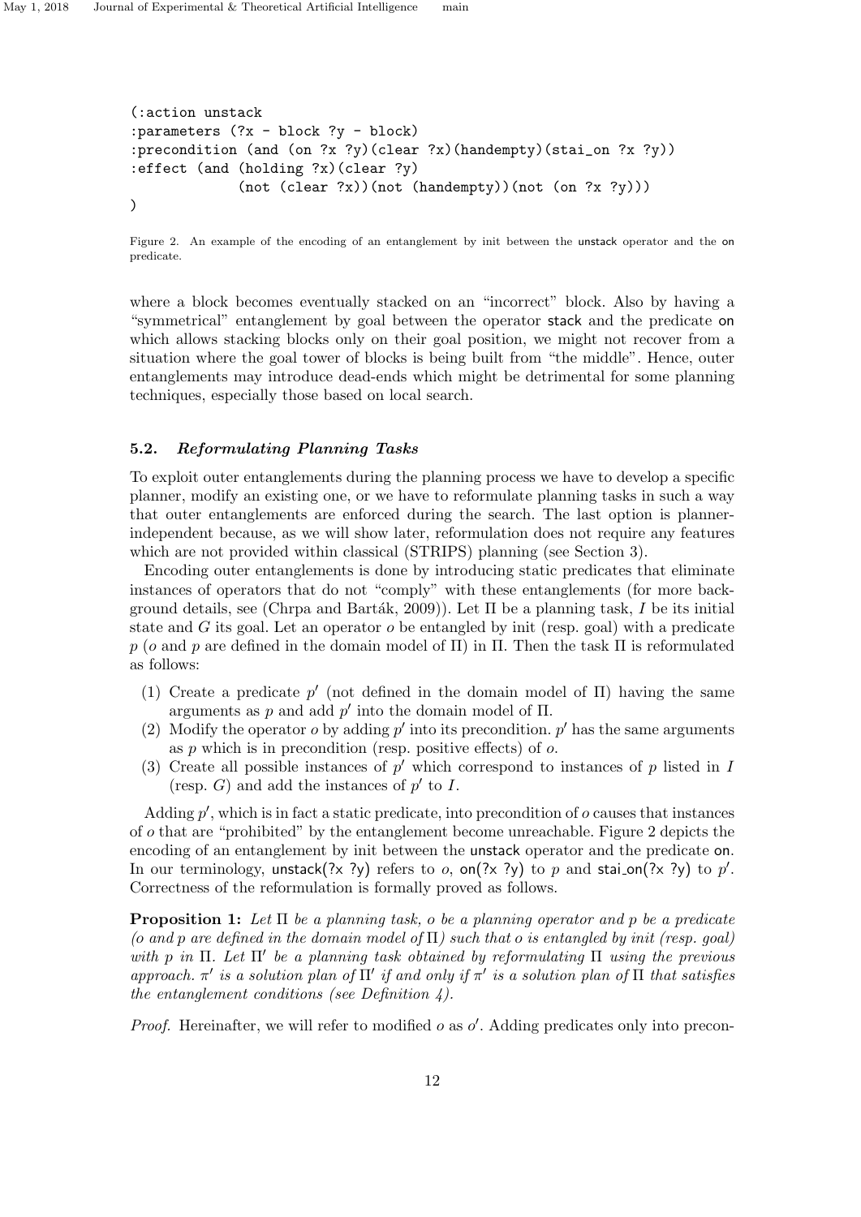```
(:action unstack
:parameters (?x - block ?y - block)
:precondition (and (on ?x ?y)(clear ?x)(handempty)(stai_on ?x ?y))
:effect (and (holding ?x)(clear ?y)
             (not (clear ?x))(not (handempty))(not (on ?x ?y)))
)
```

Figure 2. An example of the encoding of an entanglement by init between the unstack operator and the on predicate.

where a block becomes eventually stacked on an "incorrect" block. Also by having a "symmetrical" entanglement by goal between the operator stack and the predicate on which allows stacking blocks only on their goal position, we might not recover from a situation where the goal tower of blocks is being built from "the middle". Hence, outer entanglements may introduce dead-ends which might be detrimental for some planning techniques, especially those based on local search.

### 5.2. *Reformulating Planning Tasks*

To exploit outer entanglements during the planning process we have to develop a specific planner, modify an existing one, or we have to reformulate planning tasks in such a way that outer entanglements are enforced during the search. The last option is planner-independent because, as we will show later, reformulation does not require any features which are not provided within classical (STRIPS) planning (see Section 3).

Encoding outer entanglements is done by introducing static predicates that eliminate instances of operators that do not "comply" with these entanglements (for more background details, see (Chrpa and Barták, 2009)). Let $\Pi$ be a planning task, $I$ be its initial state and $G$ its goal. Let an operator $o$ be entangled by init (resp. goal) with a predicate $p$ ($o$ and $p$ are defined in the domain model of $\Pi$) in $\Pi$. Then the task $\Pi$ is reformulated as follows:

1. Create a predicate $p'$ (not defined in the domain model of $\Pi$) having the same arguments as $p$ and add $p'$ into the domain model of $\Pi$.
2. Modify the operator $o$ by adding $p'$ into its precondition. $p'$ has the same arguments as $p$ which is in precondition (resp. positive effects) of $o$.
3. Create all possible instances of $p'$ which correspond to instances of $p$ listed in $I$ (resp. $G$) and add the instances of $p'$ to $I$.

Adding $p'$, which is in fact a static predicate, into precondition of $o$ causes that instances of $o$ that are "prohibited" by the entanglement become unreachable. Figure 2 depicts the encoding of an entanglement by init between the unstack operator and the predicate on. In our terminology, unstack(?x ?y) refers to $o$, on(?x ?y) to $p$ and stai_on(?x ?y) to $p'$. Correctness of the reformulation is formally proved as follows.

**Proposition 1:** *Let $\Pi$ be a planning task, $o$ be a planning operator and $p$ be a predicate ($o$ and $p$ are defined in the domain model of $\Pi$) such that $o$ is entangled by init (resp. goal) with $p$ in $\Pi$. Let $\Pi'$ be a planning task obtained by reformulating $\Pi$ using the previous approach. $\pi'$ is a solution plan of $\Pi'$ if and only if $\pi'$ is a solution plan of $\Pi$ that satisfies the entanglement conditions (see Definition 4).*

*Proof.* Hereinafter, we will refer to modified $o$ as $o'$. Adding predicates only into precon-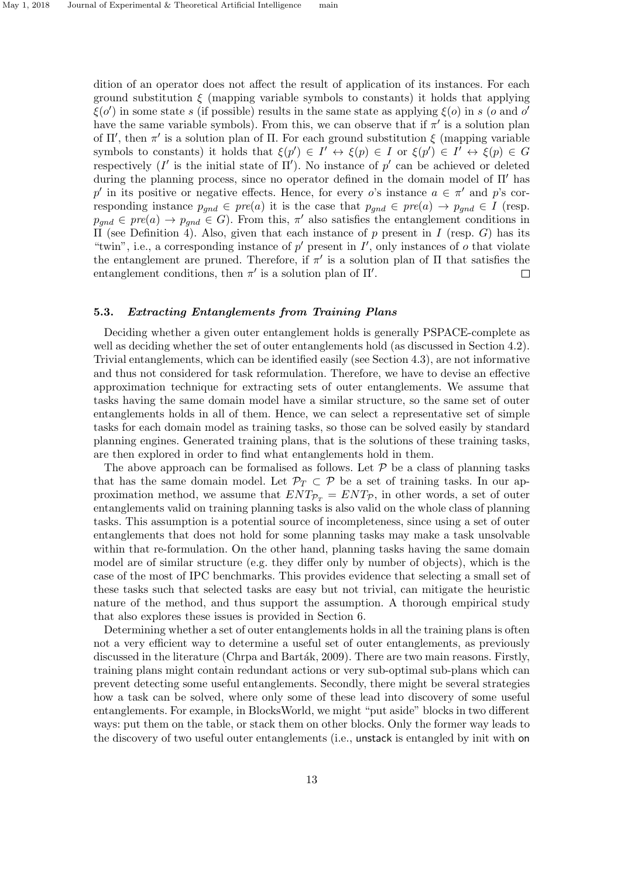dition of an operator does not affect the result of application of its instances. For each ground substitution $\xi$ (mapping variable symbols to constants) it holds that applying $\xi(o')$ in some state $s$ (if possible) results in the same state as applying $\xi(o)$ in $s$ ($o$ and $o'$ have the same variable symbols). From this, we can observe that if $\pi'$ is a solution plan of $\Pi'$, then $\pi'$ is a solution plan of $\Pi$. For each ground substitution $\xi$ (mapping variable symbols to constants) it holds that $\xi(p') \in I' \leftrightarrow \xi(p) \in I$ or $\xi(p') \in I' \leftrightarrow \xi(p) \in G$ respectively ($I'$ is the initial state of $\Pi'$). No instance of $p'$ can be achieved or deleted during the planning process, since no operator defined in the domain model of $\Pi'$ has $p'$ in its positive or negative effects. Hence, for every $o$'s instance $a \in \pi'$ and $p$'s corresponding instance $p_{gnd} \in pre(a)$ it is the case that $p_{gnd} \in pre(a) \rightarrow p_{gnd} \in I$ (resp. $p_{gnd} \in pre(a) \rightarrow p_{gnd} \in G$). From this, $\pi'$ also satisfies the entanglement conditions in $\Pi$ (see Definition 4). Also, given that each instance of $p$ present in $I$ (resp. $G$) has its "twin", i.e., a corresponding instance of $p'$ present in $I'$, only instances of $o$ that violate the entanglement are pruned. Therefore, if $\pi'$ is a solution plan of $\Pi$ that satisfies the entanglement conditions, then $\pi'$ is a solution plan of $\Pi'$. $\square$

### 5.3. *Extracting Entanglements from Training Plans*

Deciding whether a given outer entanglement holds is generally PSPACE-complete as well as deciding whether the set of outer entanglements hold (as discussed in Section 4.2). Trivial entanglements, which can be identified easily (see Section 4.3), are not informative and thus not considered for task reformulation. Therefore, we have to devise an effective approximation technique for extracting sets of outer entanglements. We assume that tasks having the same domain model have a similar structure, so the same set of outer entanglements holds in all of them. Hence, we can select a representative set of simple tasks for each domain model as training tasks, so those can be solved easily by standard planning engines. Generated training plans, that is the solutions of these training tasks, are then explored in order to find what entanglements hold in them.

The above approach can be formalised as follows. Let $\mathcal{P}$ be a class of planning tasks that has the same domain model. Let $\mathcal{P}_T \subset \mathcal{P}$ be a set of training tasks. In our approximation method, we assume that $ENT_{\mathcal{P}_T} = ENT_{\mathcal{P}}$, in other words, a set of outer entanglements valid on training planning tasks is also valid on the whole class of planning tasks. This assumption is a potential source of incompleteness, since using a set of outer entanglements that does not hold for some planning tasks may make a task unsolvable within that re-formulation. On the other hand, planning tasks having the same domain model are of similar structure (e.g. they differ only by number of objects), which is the case of the most of IPC benchmarks. This provides evidence that selecting a small set of these tasks such that selected tasks are easy but not trivial, can mitigate the heuristic nature of the method, and thus support the assumption. A thorough empirical study that also explores these issues is provided in Section 6.

Determining whether a set of outer entanglements holds in all the training plans is often not a very efficient way to determine a useful set of outer entanglements, as previously discussed in the literature (Chrpa and Barták, 2009). There are two main reasons. Firstly, training plans might contain redundant actions or very sub-optimal sub-plans which can prevent detecting some useful entanglements. Secondly, there might be several strategies how a task can be solved, where only some of these lead into discovery of some useful entanglements. For example, in BlocksWorld, we might "put aside" blocks in two different ways: put them on the table, or stack them on other blocks. Only the former way leads to the discovery of two useful outer entanglements (i.e., unstack is entangled by init with on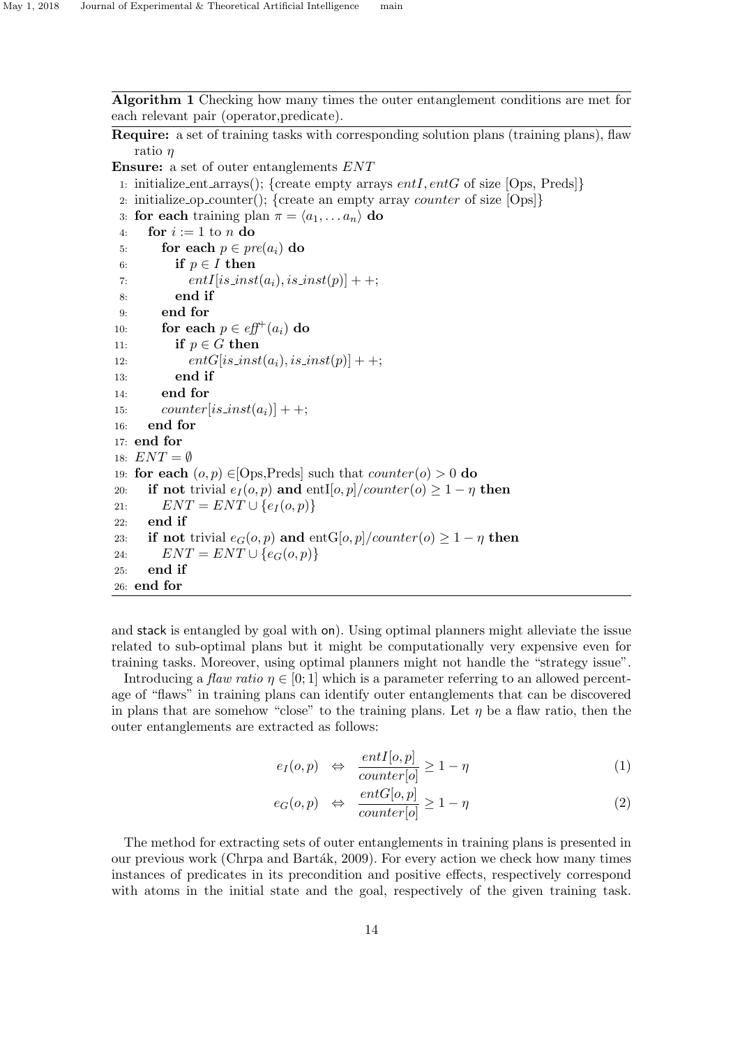**Algorithm 1** Checking how many times the outer entanglement conditions are met for each relevant pair (operator,predicate).

**Require:** a set of training tasks with corresponding solution plans (training plans), flaw ratio $\eta$

**Ensure:** a set of outer entanglements $ENT$

```
1:  initialize_ent_arrays(); {create empty arrays entI, entG of size [Ops, Preds]}
2:  initialize_op_counter(); {create an empty array counter of size [Ops]}
3:  for each training plan π = ⟨a_1, ... a_n⟩ do
4:     for i := 1 to n do
5:        for each p ∈ pre(a_i) do
6:           if p ∈ I then
7:              entI[is_inst(a_i), is_inst(p)] + +;
8:           end if
9:        end for
10:       for each p ∈ eff+(a_i) do
11:          if p ∈ G then
12:             entG[is_inst(a_i), is_inst(p)] + +;
13:          end if
14:       end for
15:       counter[is_inst(a_i)] + +;
16:    end for
17: end for
18: ENT = ∅
19: for each (o, p) ∈[Ops,Preds] such that counter(o) > 0 do
20:    if not trivial e_I(o, p) and entI[o, p]/counter(o) ≥ 1 − η then
21:       ENT = ENT ∪ {e_I(o, p)}
22:    end if
23:    if not trivial e_G(o, p) and entG[o, p]/counter(o) ≥ 1 − η then
24:       ENT = ENT ∪ {e_G(o, p)}
25:    end if
26: end for
```

and stack is entangled by goal with on). Using optimal planners might alleviate the issue related to sub-optimal plans but it might be computationally very expensive even for training tasks. Moreover, using optimal planners might not handle the "strategy issue".

Introducing a *flaw ratio* $\eta \in [0; 1]$ which is a parameter referring to an allowed percentage of "flaws" in training plans can identify outer entanglements that can be discovered in plans that are somehow "close" to the training plans. Let $\eta$ be a flaw ratio, then the outer entanglements are extracted as follows:

$$e_I(o,p) \quad \Leftrightarrow \quad \frac{entI[o,p]}{counter[o]} \geq 1 - \eta \tag{1}$$

$$e_G(o,p) \quad \Leftrightarrow \quad \frac{entG[o,p]}{counter[o]} \geq 1 - \eta \tag{2}$$

The method for extracting sets of outer entanglements in training plans is presented in our previous work (Chrpa and Barták, 2009). For every action we check how many times instances of predicates in its precondition and positive effects, respectively correspond with atoms in the initial state and the goal, respectively of the given training task.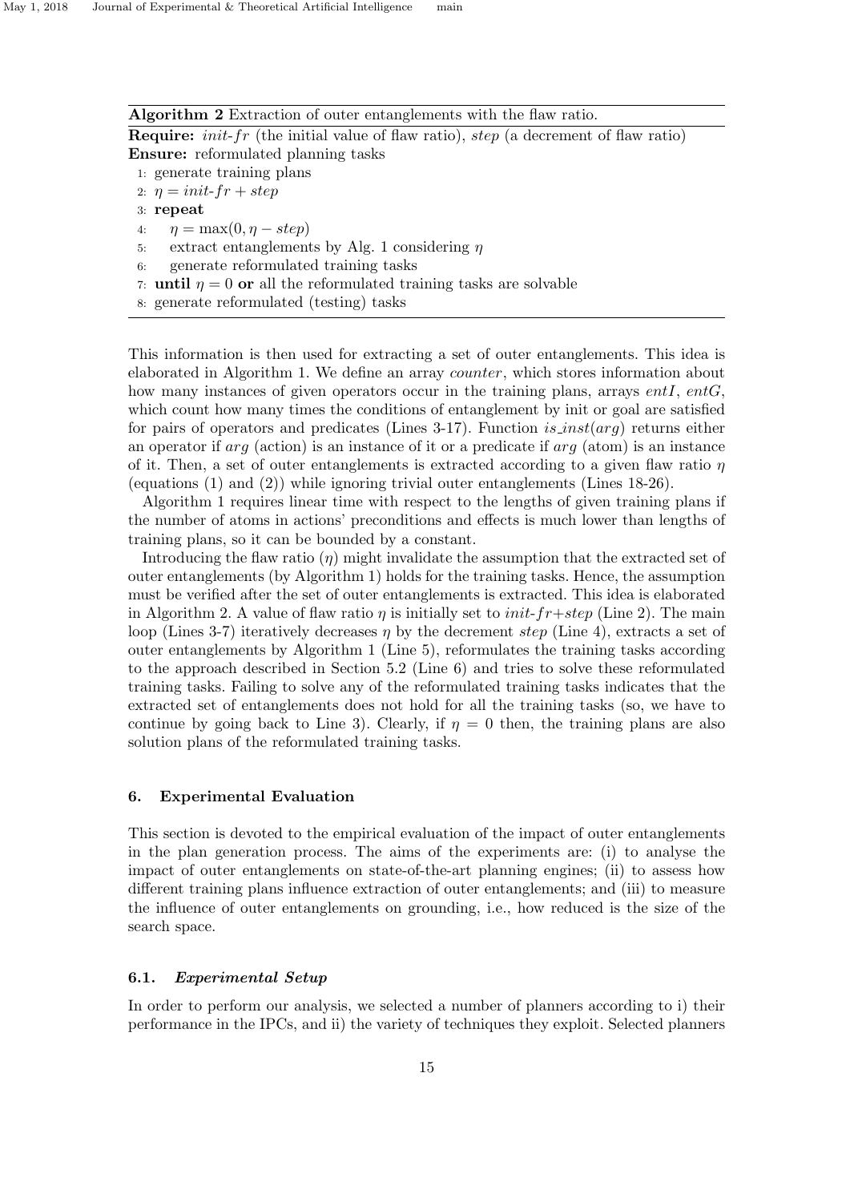**Algorithm 2** Extraction of outer entanglements with the flaw ratio.

**Require:** *init-fr* (the initial value of flaw ratio), *step* (a decrement of flaw ratio)
**Ensure:** reformulated planning tasks

```
1: generate training plans
2: η = init-fr + step
3: repeat
4:     η = max(0, η − step)
5:     extract entanglements by Alg. 1 considering η
6:     generate reformulated training tasks
7: until η = 0 or all the reformulated training tasks are solvable
8: generate reformulated (testing) tasks
```

This information is then used for extracting a set of outer entanglements. This idea is elaborated in Algorithm 1. We define an array *counter*, which stores information about how many instances of given operators occur in the training plans, arrays *entI*, *entG*, which count how many times the conditions of entanglement by init or goal are satisfied for pairs of operators and predicates (Lines 3-17). Function *is_inst*(*arg*) returns either an operator if *arg* (action) is an instance of it or a predicate if *arg* (atom) is an instance of it. Then, a set of outer entanglements is extracted according to a given flaw ratio $\eta$ (equations (1) and (2)) while ignoring trivial outer entanglements (Lines 18-26).

Algorithm 1 requires linear time with respect to the lengths of given training plans if the number of atoms in actions' preconditions and effects is much lower than lengths of training plans, so it can be bounded by a constant.

Introducing the flaw ratio ($\eta$) might invalidate the assumption that the extracted set of outer entanglements (by Algorithm 1) holds for the training tasks. Hence, the assumption must be verified after the set of outer entanglements is extracted. This idea is elaborated in Algorithm 2. A value of flaw ratio $\eta$ is initially set to *init-fr*+*step* (Line 2). The main loop (Lines 3-7) iteratively decreases $\eta$ by the decrement *step* (Line 4), extracts a set of outer entanglements by Algorithm 1 (Line 5), reformulates the training tasks according to the approach described in Section 5.2 (Line 6) and tries to solve these reformulated training tasks. Failing to solve any of the reformulated training tasks indicates that the extracted set of entanglements does not hold for all the training tasks (so, we have to continue by going back to Line 3). Clearly, if $\eta = 0$ then, the training plans are also solution plans of the reformulated training tasks.

## 6. Experimental Evaluation

This section is devoted to the empirical evaluation of the impact of outer entanglements in the plan generation process. The aims of the experiments are: (i) to analyse the impact of outer entanglements on state-of-the-art planning engines; (ii) to assess how different training plans influence extraction of outer entanglements; and (iii) to measure the influence of outer entanglements on grounding, i.e., how reduced is the size of the search space.

### 6.1. *Experimental Setup*

In order to perform our analysis, we selected a number of planners according to i) their performance in the IPCs, and ii) the variety of techniques they exploit. Selected planners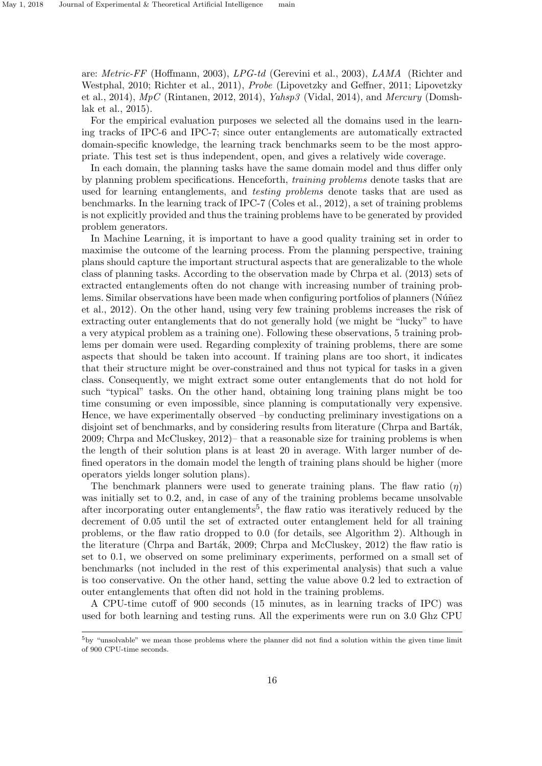are: *Metric-FF* (Hoffmann, 2003), *LPG-td* (Gerevini et al., 2003), *LAMA* (Richter and Westphal, 2010; Richter et al., 2011), *Probe* (Lipovetzky and Geffner, 2011; Lipovetzky et al., 2014), *MpC* (Rintanen, 2012, 2014), *Yahsp3* (Vidal, 2014), and *Mercury* (Domshlak et al., 2015).

For the empirical evaluation purposes we selected all the domains used in the learning tracks of IPC-6 and IPC-7; since outer entanglements are automatically extracted domain-specific knowledge, the learning track benchmarks seem to be the most appropriate. This test set is thus independent, open, and gives a relatively wide coverage.

In each domain, the planning tasks have the same domain model and thus differ only by planning problem specifications. Henceforth, *training problems* denote tasks that are used for learning entanglements, and *testing problems* denote tasks that are used as benchmarks. In the learning track of IPC-7 (Coles et al., 2012), a set of training problems is not explicitly provided and thus the training problems have to be generated by provided problem generators.

In Machine Learning, it is important to have a good quality training set in order to maximise the outcome of the learning process. From the planning perspective, training plans should capture the important structural aspects that are generalizable to the whole class of planning tasks. According to the observation made by Chrpa et al. (2013) sets of extracted entanglements often do not change with increasing number of training problems. Similar observations have been made when configuring portfolios of planners (Núñez et al., 2012). On the other hand, using very few training problems increases the risk of extracting outer entanglements that do not generally hold (we might be "lucky" to have a very atypical problem as a training one). Following these observations, 5 training problems per domain were used. Regarding complexity of training problems, there are some aspects that should be taken into account. If training plans are too short, it indicates that their structure might be over-constrained and thus not typical for tasks in a given class. Consequently, we might extract some outer entanglements that do not hold for such "typical" tasks. On the other hand, obtaining long training plans might be too time consuming or even impossible, since planning is computationally very expensive. Hence, we have experimentally observed –by conducting preliminary investigations on a disjoint set of benchmarks, and by considering results from literature (Chrpa and Barták, 2009; Chrpa and McCluskey, 2012)– that a reasonable size for training problems is when the length of their solution plans is at least 20 in average. With larger number of defined operators in the domain model the length of training plans should be higher (more operators yields longer solution plans).

The benchmark planners were used to generate training plans. The flaw ratio ($\eta$) was initially set to 0.2, and, in case of any of the training problems became unsolvable after incorporating outer entanglements[5], the flaw ratio was iteratively reduced by the decrement of 0.05 until the set of extracted outer entanglement held for all training problems, or the flaw ratio dropped to 0.0 (for details, see Algorithm 2). Although in the literature (Chrpa and Barták, 2009; Chrpa and McCluskey, 2012) the flaw ratio is set to 0.1, we observed on some preliminary experiments, performed on a small set of benchmarks (not included in the rest of this experimental analysis) that such a value is too conservative. On the other hand, setting the value above 0.2 led to extraction of outer entanglements that often did not hold in the training problems.

A CPU-time cutoff of 900 seconds (15 minutes, as in learning tracks of IPC) was used for both learning and testing runs. All the experiments were run on 3.0 Ghz CPU

[5] by "unsolvable" we mean those problems where the planner did not find a solution within the given time limit of 900 CPU-time seconds.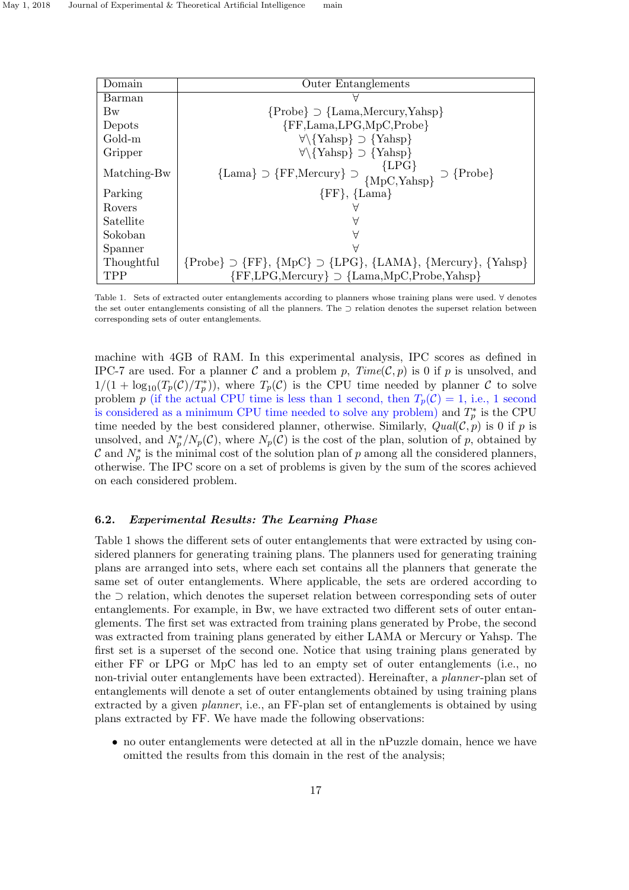| Domain | Outer Entanglements |
|---|---|
| Barman | $\forall$ |
| Bw | {Probe} $\supset$ {Lama,Mercury,Yahsp} |
| Depots | {FF,Lama,LPG,MpC,Probe} |
| Gold-m | $\forall \backslash$ {Yahsp} $\supset$ {Yahsp} |
| Gripper | $\forall \backslash$ {Yahsp} $\supset$ {Yahsp} |
| Matching-Bw | {Lama} $\supset$ {FF,Mercury} $\supset$ {LPG} / {MpC,Yahsp} $\supset$ {Probe} |
| Parking | {FF}, {Lama} |
| Rovers | $\forall$ |
| Satellite | $\forall$ |
| Sokoban | $\forall$ |
| Spanner | $\forall$ |
| Thoughtful | {Probe} $\supset$ {FF}, {MpC} $\supset$ {LPG}, {LAMA}, {Mercury}, {Yahsp} |
| TPP | {FF,LPG,Mercury} $\supset$ {Lama,MpC,Probe,Yahsp} |

Table 1. Sets of extracted outer entanglements according to planners whose training plans were used. $\forall$ denotes the set outer entanglements consisting of all the planners. The $\supset$ relation denotes the superset relation between corresponding sets of outer entanglements.

machine with 4GB of RAM. In this experimental analysis, IPC scores as defined in IPC-7 are used. For a planner $\mathcal{C}$ and a problem $p$, $Time(\mathcal{C}, p)$ is 0 if $p$ is unsolved, and $1/(1 + \log_{10}(T_p(\mathcal{C})/T^*_p))$, where $T_p(\mathcal{C})$ is the CPU time needed by planner $\mathcal{C}$ to solve problem $p$ (if the actual CPU time is less than 1 second, then $T_p(\mathcal{C}) = 1$, i.e., 1 second is considered as a minimum CPU time needed to solve any problem) and $T^*_p$ is the CPU time needed by the best considered planner, otherwise. Similarly, $Qual(\mathcal{C}, p)$ is 0 if $p$ is unsolved, and $N^*_p/N_p(\mathcal{C})$, where $N_p(\mathcal{C})$ is the cost of the plan, solution of $p$, obtained by $\mathcal{C}$ and $N^*_p$ is the minimal cost of the solution plan of $p$ among all the considered planners, otherwise. The IPC score on a set of problems is given by the sum of the scores achieved on each considered problem.

### 6.2. *Experimental Results: The Learning Phase*

Table 1 shows the different sets of outer entanglements that were extracted by using considered planners for generating training plans. The planners used for generating training plans are arranged into sets, where each set contains all the planners that generate the same set of outer entanglements. Where applicable, the sets are ordered according to the $\supset$ relation, which denotes the superset relation between corresponding sets of outer entanglements. For example, in Bw, we have extracted two different sets of outer entanglements. The first set was extracted from training plans generated by Probe, the second was extracted from training plans generated by either LAMA or Mercury or Yahsp. The first set is a superset of the second one. Notice that using training plans generated by either FF or LPG or MpC has led to an empty set of outer entanglements (i.e., no non-trivial outer entanglements have been extracted). Hereinafter, a *planner*-plan set of entanglements will denote a set of outer entanglements obtained by using training plans extracted by a given *planner*, i.e., an FF-plan set of entanglements is obtained by using plans extracted by FF. We have made the following observations:

- no outer entanglements were detected at all in the nPuzzle domain, hence we have omitted the results from this domain in the rest of the analysis;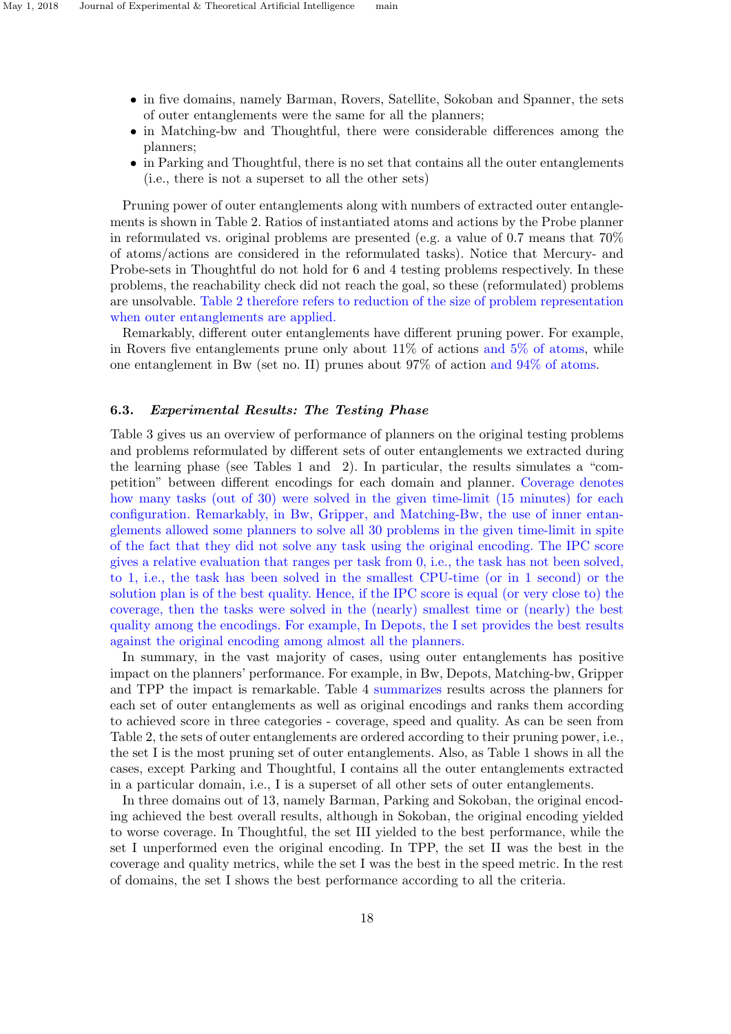- in five domains, namely Barman, Rovers, Satellite, Sokoban and Spanner, the sets of outer entanglements were the same for all the planners;
- in Matching-bw and Thoughtful, there were considerable differences among the planners;
- in Parking and Thoughtful, there is no set that contains all the outer entanglements (i.e., there is not a superset to all the other sets)

Pruning power of outer entanglements along with numbers of extracted outer entanglements is shown in Table 2. Ratios of instantiated atoms and actions by the Probe planner in reformulated vs. original problems are presented (e.g. a value of 0.7 means that 70% of atoms/actions are considered in the reformulated tasks). Notice that Mercury- and Probe-sets in Thoughtful do not hold for 6 and 4 testing problems respectively. In these problems, the reachability check did not reach the goal, so these (reformulated) problems are unsolvable. Table 2 therefore refers to reduction of the size of problem representation when outer entanglements are applied.

Remarkably, different outer entanglements have different pruning power. For example, in Rovers five entanglements prune only about 11% of actions and 5% of atoms, while one entanglement in Bw (set no. II) prunes about 97% of action and 94% of atoms.

### 6.3. *Experimental Results: The Testing Phase*

Table 3 gives us an overview of performance of planners on the original testing problems and problems reformulated by different sets of outer entanglements we extracted during the learning phase (see Tables 1 and 2). In particular, the results simulates a "competition" between different encodings for each domain and planner. Coverage denotes how many tasks (out of 30) were solved in the given time-limit (15 minutes) for each configuration. Remarkably, in Bw, Gripper, and Matching-Bw, the use of inner entanglements allowed some planners to solve all 30 problems in the given time-limit in spite of the fact that they did not solve any task using the original encoding. The IPC score gives a relative evaluation that ranges per task from 0, i.e., the task has not been solved, to 1, i.e., the task has been solved in the smallest CPU-time (or in 1 second) or the solution plan is of the best quality. Hence, if the IPC score is equal (or very close to) the coverage, then the tasks were solved in the (nearly) smallest time or (nearly) the best quality among the encodings. For example, In Depots, the I set provides the best results against the original encoding among almost all the planners.

In summary, in the vast majority of cases, using outer entanglements has positive impact on the planners' performance. For example, in Bw, Depots, Matching-bw, Gripper and TPP the impact is remarkable. Table 4 summarizes results across the planners for each set of outer entanglements as well as original encodings and ranks them according to achieved score in three categories - coverage, speed and quality. As can be seen from Table 2, the sets of outer entanglements are ordered according to their pruning power, i.e., the set I is the most pruning set of outer entanglements. Also, as Table 1 shows in all the cases, except Parking and Thoughtful, I contains all the outer entanglements extracted in a particular domain, i.e., I is a superset of all other sets of outer entanglements.

In three domains out of 13, namely Barman, Parking and Sokoban, the original encoding achieved the best overall results, although in Sokoban, the original encoding yielded to worse coverage. In Thoughtful, the set III yielded to the best performance, while the set I unperformed even the original encoding. In TPP, the set II was the best in the coverage and quality metrics, while the set I was the best in the speed metric. In the rest of domains, the set I shows the best performance according to all the criteria.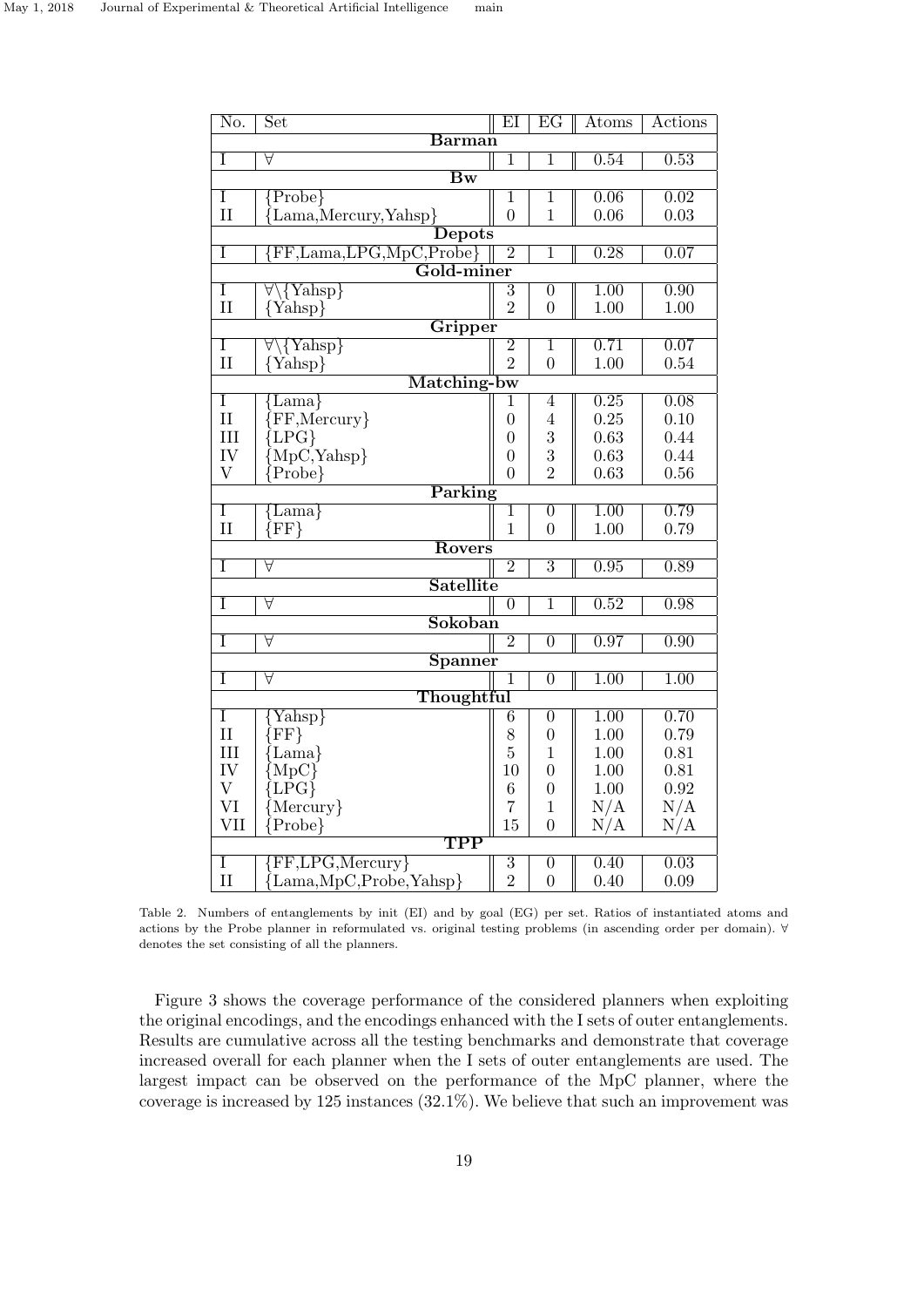| No. | Set | EI | EG | Atoms | Actions |
|---|---|---|---|---|---|
| **Barman** | | | | | |
| I | ∀ | 1 | 1 | 0.54 | 0.53 |
| **Bw** | | | | | |
| I | {Probe} | 1 | 1 | 0.06 | 0.02 |
| II | {Lama,Mercury,Yahsp} | 0 | 1 | 0.06 | 0.03 |
| **Depots** | | | | | |
| I | {FF,Lama,LPG,MpC,Probe} | 2 | 1 | 0.28 | 0.07 |
| **Gold-miner** | | | | | |
| I | ∀\{Yahsp} | 3 | 0 | 1.00 | 0.90 |
| II | {Yahsp} | 2 | 0 | 1.00 | 1.00 |
| **Gripper** | | | | | |
| I | ∀\{Yahsp} | 2 | 1 | 0.71 | 0.07 |
| II | {Yahsp} | 2 | 0 | 1.00 | 0.54 |
| **Matching-bw** | | | | | |
| I | {Lama} | 1 | 4 | 0.25 | 0.08 |
| II | {FF,Mercury} | 0 | 4 | 0.25 | 0.10 |
| III | {LPG} | 0 | 3 | 0.63 | 0.44 |
| IV | {MpC,Yahsp} | 0 | 3 | 0.63 | 0.44 |
| V | {Probe} | 0 | 2 | 0.63 | 0.56 |
| **Parking** | | | | | |
| I | {Lama} | 1 | 0 | 1.00 | 0.79 |
| II | {FF} | 1 | 0 | 1.00 | 0.79 |
| **Rovers** | | | | | |
| I | ∀ | 2 | 3 | 0.95 | 0.89 |
| **Satellite** | | | | | |
| I | ∀ | 0 | 1 | 0.52 | 0.98 |
| **Sokoban** | | | | | |
| I | ∀ | 2 | 0 | 0.97 | 0.90 |
| **Spanner** | | | | | |
| I | ∀ | 1 | 0 | 1.00 | 1.00 |
| **Thoughtful** | | | | | |
| I | {Yahsp} | 6 | 0 | 1.00 | 0.70 |
| II | {FF} | 8 | 0 | 1.00 | 0.79 |
| III | {Lama} | 5 | 1 | 1.00 | 0.81 |
| IV | {MpC} | 10 | 0 | 1.00 | 0.81 |
| V | {LPG} | 6 | 0 | 1.00 | 0.92 |
| VI | {Mercury} | 7 | 1 | N/A | N/A |
| VII | {Probe} | 15 | 0 | N/A | N/A |
| **TPP** | | | | | |
| I | {FF,LPG,Mercury} | 3 | 0 | 0.40 | 0.03 |
| II | {Lama,MpC,Probe,Yahsp} | 2 | 0 | 0.40 | 0.09 |

Table 2. Numbers of entanglements by init (EI) and by goal (EG) per set. Ratios of instantiated atoms and actions by the Probe planner in reformulated vs. original testing problems (in ascending order per domain). ∀ denotes the set consisting of all the planners.

Figure 3 shows the coverage performance of the considered planners when exploiting the original encodings, and the encodings enhanced with the I sets of outer entanglements. Results are cumulative across all the testing benchmarks and demonstrate that coverage increased overall for each planner when the I sets of outer entanglements are used. The largest impact can be observed on the performance of the MpC planner, where the coverage is increased by 125 instances (32.1%). We believe that such an improvement was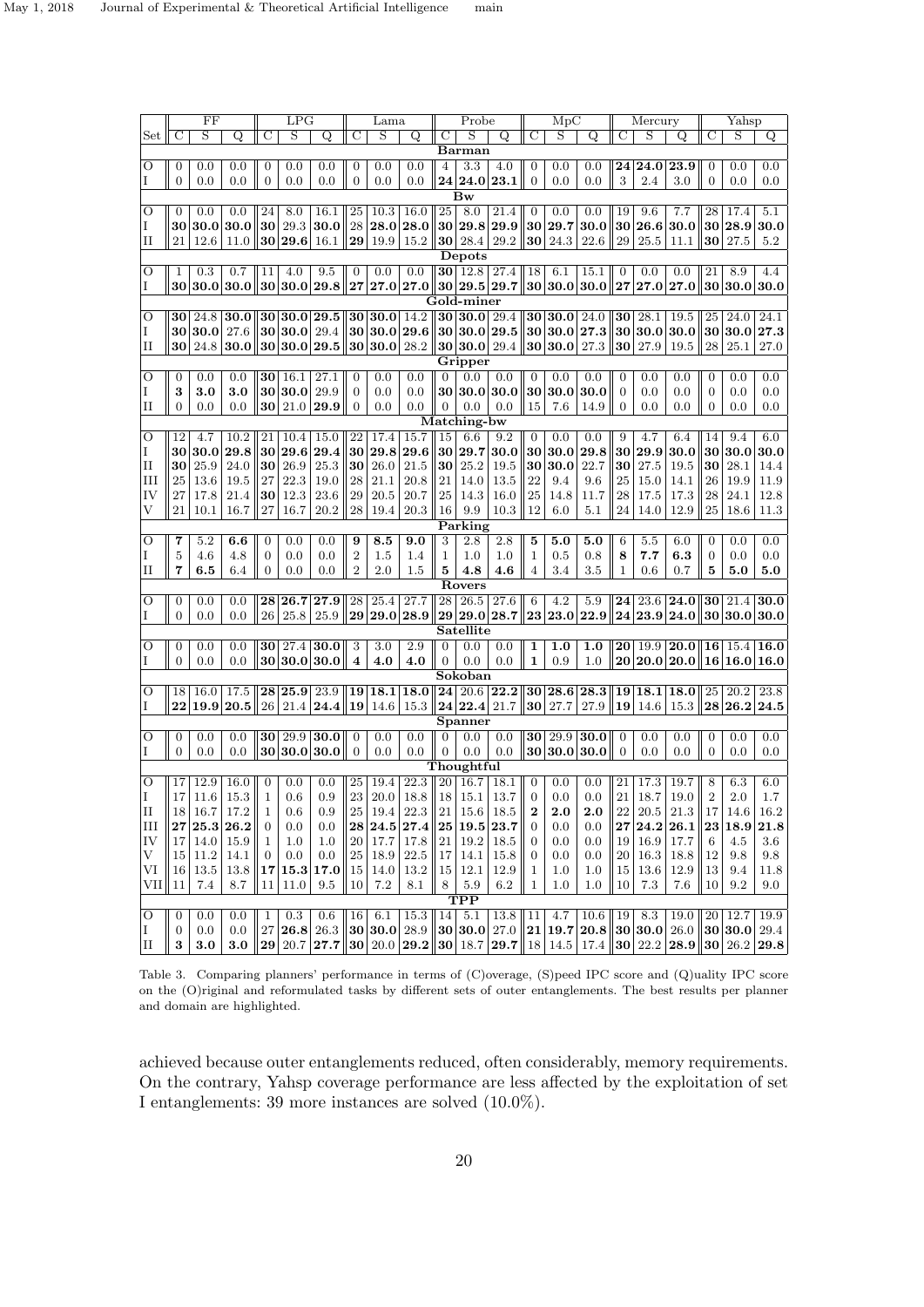| Set | FF C | FF S | FF Q | LPG C | LPG S | LPG Q | Lama C | Lama S | Lama Q | Probe C | Probe S | Probe Q | MpC C | MpC S | MpC Q | Mercury C | Mercury S | Mercury Q | Yahsp C | Yahsp S | Yahsp Q |
|---|---|---|---|---|---|---|---|---|---|---|---|---|---|---|---|---|---|---|---|---|---|
| **Barman** | | | | | | | | | | | | | | | | | | | | | |
| O | 0 | 0.0 | 0.0 | 0 | 0.0 | 0.0 | 0 | 0.0 | 0.0 | 4 | 3.3 | 4.0 | 0 | 0.0 | 0.0 | **24** | **24.0** | **23.9** | 0 | 0.0 | 0.0 |
| I | 0 | 0.0 | 0.0 | 0 | 0.0 | 0.0 | 0 | 0.0 | 0.0 | **24** | **24.0** | **23.1** | 0 | 0.0 | 0.0 | 3 | 2.4 | 3.0 | 0 | 0.0 | 0.0 |
| **Bw** | | | | | | | | | | | | | | | | | | | | | |
| O | 0 | 0.0 | 0.0 | 24 | 8.0 | 16.1 | 25 | 10.3 | 16.0 | 25 | 8.0 | 21.4 | 0 | 0.0 | 0.0 | 19 | 9.6 | 7.7 | 28 | 17.4 | 5.1 |
| I | **30** | **30.0** | **30.0** | **30** | 29.3 | **30.0** | 28 | **28.0** | **28.0** | **30** | **29.8** | **29.9** | **30** | **29.7** | **30.0** | **30** | **26.6** | **30.0** | **30** | **28.9** | **30.0** |
| II | 21 | 12.6 | 11.0 | **30** | **29.6** | 16.1 | **29** | 19.9 | 15.2 | **30** | 28.4 | 29.2 | **30** | 24.3 | 22.6 | 29 | 25.5 | 11.1 | **30** | 27.5 | 5.2 |
| **Depots** | | | | | | | | | | | | | | | | | | | | | |
| O | 1 | 0.3 | 0.7 | 11 | 4.0 | 9.5 | 0 | 0.0 | 0.0 | **30** | 12.8 | 27.4 | 18 | 6.1 | 15.1 | 0 | 0.0 | 0.0 | 21 | 8.9 | 4.4 |
| I | **30** | **30.0** | **30.0** | **30** | **30.0** | **29.8** | **27** | **27.0** | **27.0** | **30** | **29.5** | **29.7** | **30** | **30.0** | **30.0** | **27** | **27.0** | **27.0** | **30** | **30.0** | **30.0** |
| **Gold-miner** | | | | | | | | | | | | | | | | | | | | | |
| O | **30** | 24.8 | **30.0** | **30** | **30.0** | **29.5** | **30** | **30.0** | 14.2 | **30** | **30.0** | 29.4 | **30** | **30.0** | 24.0 | **30** | 28.1 | 19.5 | 25 | 24.0 | 24.1 |
| I | **30** | **30.0** | 27.6 | **30** | **30.0** | 29.4 | **30** | **30.0** | **29.6** | **30** | **30.0** | **29.5** | **30** | **30.0** | **27.3** | **30** | **30.0** | **30.0** | **30** | **30.0** | **27.3** |
| II | **30** | 24.8 | **30.0** | **30** | **30.0** | **29.5** | **30** | **30.0** | 28.2 | **30** | **30.0** | 29.4 | **30** | **30.0** | 27.3 | **30** | 27.9 | 19.5 | 28 | 25.1 | 27.0 |
| **Gripper** | | | | | | | | | | | | | | | | | | | | | |
| O | 0 | 0.0 | 0.0 | **30** | 16.1 | 27.1 | 0 | 0.0 | 0.0 | 0 | 0.0 | 0.0 | 0 | 0.0 | 0.0 | 0 | 0.0 | 0.0 | 0 | 0.0 | 0.0 |
| I | **3** | **3.0** | **3.0** | **30** | **30.0** | 29.9 | 0 | 0.0 | 0.0 | **30** | **30.0** | **30.0** | **30** | **30.0** | **30.0** | 0 | 0.0 | 0.0 | 0 | 0.0 | 0.0 |
| II | 0 | 0.0 | 0.0 | **30** | 21.0 | **29.9** | 0 | 0.0 | 0.0 | 0 | 0.0 | 0.0 | 15 | 7.6 | 14.9 | 0 | 0.0 | 0.0 | 0 | 0.0 | 0.0 |
| **Matching-bw** | | | | | | | | | | | | | | | | | | | | | |
| O | 12 | 4.7 | 10.2 | 21 | 10.4 | 15.0 | 22 | 17.4 | 15.7 | 15 | 6.6 | 9.2 | 0 | 0.0 | 0.0 | 9 | 4.7 | 6.4 | 14 | 9.4 | 6.0 |
| I | **30** | **30.0** | **29.8** | **30** | **29.6** | **29.4** | **30** | **29.8** | **29.6** | **30** | **29.7** | **30.0** | **30** | **30.0** | **29.8** | **30** | **29.9** | **30.0** | **30** | **30.0** | **30.0** |
| II | **30** | 25.9 | 24.0 | **30** | 26.9 | 25.3 | **30** | 26.0 | 21.5 | **30** | 25.2 | 19.5 | **30** | **30.0** | 22.7 | **30** | 27.5 | 19.5 | **30** | 28.1 | 14.4 |
| III | 25 | 13.6 | 19.5 | 27 | 22.3 | 19.0 | 28 | 21.1 | 20.8 | 21 | 14.0 | 13.5 | 22 | 9.4 | 9.6 | 25 | 15.0 | 14.1 | 26 | 19.9 | 11.9 |
| IV | 27 | 17.8 | 21.4 | **30** | 12.3 | 23.6 | 29 | 20.5 | 20.7 | 25 | 14.3 | 16.0 | 25 | 14.8 | 11.7 | 28 | 17.5 | 17.3 | 28 | 24.1 | 12.8 |
| V | 21 | 10.1 | 16.7 | 27 | 16.7 | 20.2 | 28 | 19.4 | 20.3 | 16 | 9.9 | 10.3 | 12 | 6.0 | 5.1 | 24 | 14.0 | 12.9 | 25 | 18.6 | 11.3 |
| **Parking** | | | | | | | | | | | | | | | | | | | | | |
| O | **7** | 5.2 | **6.6** | 0 | 0.0 | 0.0 | **9** | **8.5** | **9.0** | 3 | 2.8 | 2.8 | **5** | **5.0** | **5.0** | 6 | 5.5 | 6.0 | 0 | 0.0 | 0.0 |
| I | 5 | 4.6 | 4.8 | 0 | 0.0 | 0.0 | 2 | 1.5 | 1.4 | 1 | 1.0 | 1.0 | 1 | 0.5 | 0.8 | **8** | **7.7** | **6.3** | 0 | 0.0 | 0.0 |
| II | **7** | **6.5** | 6.4 | 0 | 0.0 | 0.0 | 2 | 2.0 | 1.5 | **5** | **4.8** | **4.6** | 4 | 3.4 | 3.5 | 1 | 0.6 | 0.7 | **5** | **5.0** | **5.0** |
| **Rovers** | | | | | | | | | | | | | | | | | | | | | |
| O | 0 | 0.0 | 0.0 | **28** | **26.7** | **27.9** | 28 | 25.4 | 27.7 | 28 | 26.5 | 27.6 | 6 | 4.2 | 5.9 | **24** | 23.6 | **24.0** | **30** | 21.4 | **30.0** |
| I | 0 | 0.0 | 0.0 | 26 | 25.8 | 25.9 | **29** | **29.0** | **28.9** | **29** | **29.0** | **28.7** | **23** | **23.0** | **22.9** | **24** | **23.9** | **24.0** | **30** | **30.0** | **30.0** |
| **Satellite** | | | | | | | | | | | | | | | | | | | | | |
| O | 0 | 0.0 | 0.0 | **30** | 27.4 | **30.0** | 3 | 3.0 | 2.9 | 0 | 0.0 | 0.0 | **1** | **1.0** | **1.0** | **20** | 19.9 | **20.0** | **16** | 15.4 | **16.0** |
| I | 0 | 0.0 | 0.0 | **30** | **30.0** | **30.0** | **4** | **4.0** | **4.0** | 0 | 0.0 | 0.0 | **1** | 0.9 | 1.0 | **20** | **20.0** | **20.0** | **16** | **16.0** | **16.0** |
| **Sokoban** | | | | | | | | | | | | | | | | | | | | | |
| O | 18 | 16.0 | 17.5 | **28** | **25.9** | 23.9 | **19** | **18.1** | **18.0** | **24** | 20.6 | **22.2** | **30** | **28.6** | **28.3** | **19** | **18.1** | **18.0** | 25 | 20.2 | 23.8 |
| I | **22** | **19.9** | **20.5** | 26 | 21.4 | **24.4** | **19** | 14.6 | 15.3 | **24** | **22.4** | 21.7 | **30** | 27.7 | 27.9 | **19** | 14.6 | 15.3 | **28** | **26.2** | **24.5** |
| **Spanner** | | | | | | | | | | | | | | | | | | | | | |
| O | 0 | 0.0 | 0.0 | **30** | 29.9 | **30.0** | 0 | 0.0 | 0.0 | 0 | 0.0 | 0.0 | **30** | 29.9 | **30.0** | 0 | 0.0 | 0.0 | 0 | 0.0 | 0.0 |
| I | 0 | 0.0 | 0.0 | **30** | **30.0** | **30.0** | 0 | 0.0 | 0.0 | 0 | 0.0 | 0.0 | **30** | **30.0** | **30.0** | 0 | 0.0 | 0.0 | 0 | 0.0 | 0.0 |
| **Thoughtful** | | | | | | | | | | | | | | | | | | | | | |
| O | 17 | 12.9 | 16.0 | 0 | 0.0 | 0.0 | 25 | 19.4 | 22.3 | 20 | 16.7 | 18.1 | 0 | 0.0 | 0.0 | 21 | 17.3 | 19.7 | 8 | 6.3 | 6.0 |
| I | 17 | 11.6 | 15.3 | 1 | 0.6 | 0.9 | 23 | 20.0 | 18.8 | 18 | 15.1 | 13.7 | 0 | 0.0 | 0.0 | 21 | 18.7 | 19.0 | 2 | 2.0 | 1.7 |
| II | 18 | 16.7 | 17.2 | 1 | 0.6 | 0.9 | 25 | 19.4 | 22.3 | 21 | 15.6 | 18.5 | **2** | **2.0** | **2.0** | 22 | 20.5 | 21.3 | 17 | 14.6 | 16.2 |
| III | **27** | **25.3** | **26.2** | 0 | 0.0 | 0.0 | **28** | **24.5** | **27.4** | **25** | **19.5** | **23.7** | 0 | 0.0 | 0.0 | **27** | **24.2** | **26.1** | **23** | **18.9** | **21.8** |
| IV | 17 | 14.0 | 15.9 | 1 | 1.0 | 1.0 | 20 | 17.7 | 17.8 | 21 | 19.2 | 18.5 | 0 | 0.0 | 0.0 | 19 | 16.9 | 17.7 | 6 | 4.5 | 3.6 |
| V | 15 | 11.2 | 14.1 | 0 | 0.0 | 0.0 | 25 | 18.9 | 22.5 | 17 | 14.1 | 15.8 | 0 | 0.0 | 0.0 | 20 | 16.3 | 18.8 | 12 | 9.8 | 9.8 |
| VI | 16 | 13.5 | 13.8 | **17** | **15.3** | **17.0** | 15 | 14.0 | 13.2 | 15 | 12.1 | 12.9 | 1 | 1.0 | 1.0 | 15 | 13.6 | 12.9 | 13 | 9.4 | 11.8 |
| VII | 11 | 7.4 | 8.7 | 11 | 11.0 | 9.5 | 10 | 7.2 | 8.1 | 8 | 5.9 | 6.2 | 1 | 1.0 | 1.0 | 10 | 7.3 | 7.6 | 10 | 9.2 | 9.0 |
| **TPP** | | | | | | | | | | | | | | | | | | | | | |
| O | 0 | 0.0 | 0.0 | 1 | 0.3 | 0.6 | 16 | 6.1 | 15.3 | 14 | 5.1 | 13.8 | 11 | 4.7 | 10.6 | 19 | 8.3 | 19.0 | 20 | 12.7 | 19.9 |
| I | 0 | 0.0 | 0.0 | 27 | **26.8** | 26.3 | **30** | **30.0** | 28.9 | **30** | **30.0** | 27.0 | **21** | **19.7** | **20.8** | **30** | **30.0** | 26.0 | **30** | **30.0** | 29.4 |
| II | **3** | **3.0** | **3.0** | **29** | 20.7 | **27.7** | **30** | 20.0 | **29.2** | **30** | 18.7 | **29.7** | 18 | 14.5 | 17.4 | **30** | 22.2 | **28.9** | **30** | 26.2 | **29.8** |

Table 3. Comparing planners' performance in terms of (C)overage, (S)peed IPC score and (Q)uality IPC score on the (O)riginal and reformulated tasks by different sets of outer entanglements. The best results per planner and domain are highlighted.

achieved because outer entanglements reduced, often considerably, memory requirements. On the contrary, Yahsp coverage performance are less affected by the exploitation of set I entanglements: 39 more instances are solved (10.0%).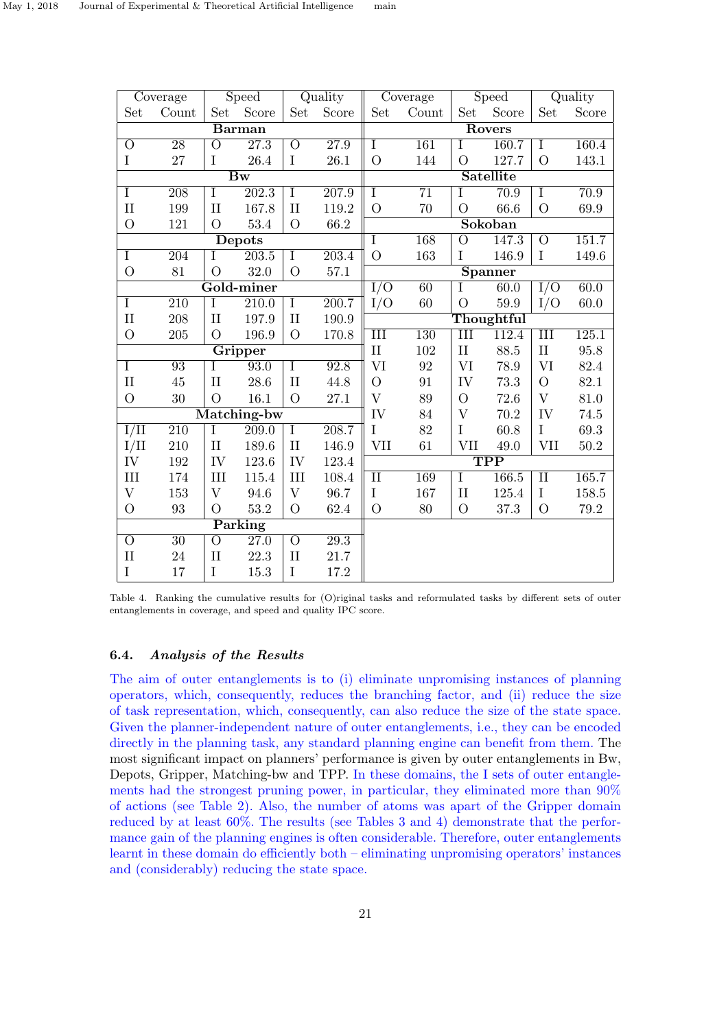| Coverage | | Speed | | Quality | | Coverage | | Speed | | Quality | |
|---|---|---|---|---|---|---|---|---|---|---|---|
| Set | Count | Set | Score | Set | Score | Set | Count | Set | Score | Set | Score |
| **Barman** | | | | | | **Rovers** | | | | | |
| O | 28 | O | 27.3 | O | 27.9 | I | 161 | I | 160.7 | I | 160.4 |
| I | 27 | I | 26.4 | I | 26.1 | O | 144 | O | 127.7 | O | 143.1 |
| **Bw** | | | | | | **Satellite** | | | | | |
| I | 208 | I | 202.3 | I | 207.9 | I | 71 | I | 70.9 | I | 70.9 |
| II | 199 | II | 167.8 | II | 119.2 | O | 70 | O | 66.6 | O | 69.9 |
| O | 121 | O | 53.4 | O | 66.2 | **Sokoban** | | | | | |
| **Depots** | | | | | | I | 168 | O | 147.3 | O | 151.7 |
| I | 204 | I | 203.5 | I | 203.4 | O | 163 | I | 146.9 | I | 149.6 |
| O | 81 | O | 32.0 | O | 57.1 | **Spanner** | | | | | |
| **Gold-miner** | | | | | | I/O | 60 | I | 60.0 | I/O | 60.0 |
| I | 210 | I | 210.0 | I | 200.7 | I/O | 60 | O | 59.9 | I/O | 60.0 |
| II | 208 | II | 197.9 | II | 190.9 | **Thoughtful** | | | | | |
| O | 205 | O | 196.9 | O | 170.8 | III | 130 | III | 112.4 | III | 125.1 |
| **Gripper** | | | | | | II | 102 | II | 88.5 | II | 95.8 |
| I | 93 | I | 93.0 | I | 92.8 | VI | 92 | VI | 78.9 | VI | 82.4 |
| II | 45 | II | 28.6 | II | 44.8 | O | 91 | IV | 73.3 | O | 82.1 |
| O | 30 | O | 16.1 | O | 27.1 | V | 89 | O | 72.6 | V | 81.0 |
| **Matching-bw** | | | | | | IV | 84 | V | 70.2 | IV | 74.5 |
| I/II | 210 | I | 209.0 | I | 208.7 | I | 82 | I | 60.8 | I | 69.3 |
| I/II | 210 | II | 189.6 | II | 146.9 | VII | 61 | VII | 49.0 | VII | 50.2 |
| IV | 192 | IV | 123.6 | IV | 123.4 | **TPP** | | | | | |
| III | 174 | III | 115.4 | III | 108.4 | II | 169 | I | 166.5 | II | 165.7 |
| V | 153 | V | 94.6 | V | 96.7 | I | 167 | II | 125.4 | I | 158.5 |
| O | 93 | O | 53.2 | O | 62.4 | O | 80 | O | 37.3 | O | 79.2 |
| **Parking** | | | | | | | | | | | |
| O | 30 | O | 27.0 | O | 29.3 | | | | | | |
| II | 24 | II | 22.3 | II | 21.7 | | | | | | |
| I | 17 | I | 15.3 | I | 17.2 | | | | | | |

Table 4. Ranking the cumulative results for (O)riginal tasks and reformulated tasks by different sets of outer entanglements in coverage, and speed and quality IPC score.

### 6.4. *Analysis of the Results*

The aim of outer entanglements is to (i) eliminate unpromising instances of planning operators, which, consequently, reduces the branching factor, and (ii) reduce the size of task representation, which, consequently, can also reduce the size of the state space. Given the planner-independent nature of outer entanglements, i.e., they can be encoded directly in the planning task, any standard planning engine can benefit from them. The most significant impact on planners' performance is given by outer entanglements in Bw, Depots, Gripper, Matching-bw and TPP. In these domains, the I sets of outer entanglements had the strongest pruning power, in particular, they eliminated more than 90% of actions (see Table 2). Also, the number of atoms was apart of the Gripper domain reduced by at least 60%. The results (see Tables 3 and 4) demonstrate that the performance gain of the planning engines is often considerable. Therefore, outer entanglements learnt in these domain do efficiently both – eliminating unpromising operators' instances and (considerably) reducing the state space.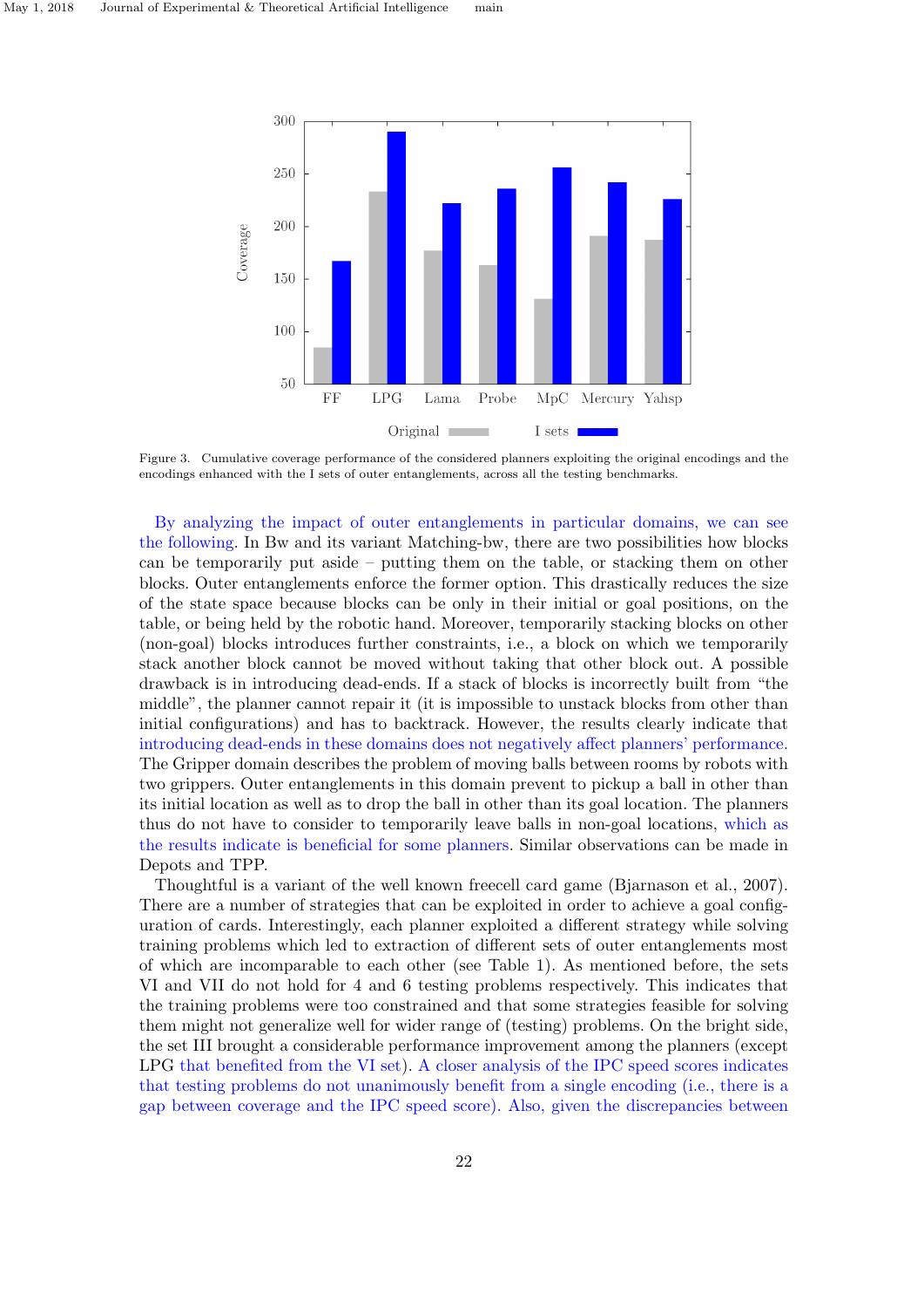300
250
200
150
100
50
Coverage
FF LPG Lama Probe MpC Mercury Yahsp
Original I sets

Figure 3. Cumulative coverage performance of the considered planners exploiting the original encodings and the encodings enhanced with the I sets of outer entanglements, across all the testing benchmarks.

By analyzing the impact of outer entanglements in particular domains, we can see the following. In Bw and its variant Matching-bw, there are two possibilities how blocks can be temporarily put aside – putting them on the table, or stacking them on other blocks. Outer entanglements enforce the former option. This drastically reduces the size of the state space because blocks can be only in their initial or goal positions, on the table, or being held by the robotic hand. Moreover, temporarily stacking blocks on other (non-goal) blocks introduces further constraints, i.e., a block on which we temporarily stack another block cannot be moved without taking that other block out. A possible drawback is in introducing dead-ends. If a stack of blocks is incorrectly built from "the middle", the planner cannot repair it (it is impossible to unstack blocks from other than initial configurations) and has to backtrack. However, the results clearly indicate that introducing dead-ends in these domains does not negatively affect planners' performance. The Gripper domain describes the problem of moving balls between rooms by robots with two grippers. Outer entanglements in this domain prevent to pickup a ball in other than its initial location as well as to drop the ball in other than its goal location. The planners thus do not have to consider to temporarily leave balls in non-goal locations, which as the results indicate is beneficial for some planners. Similar observations can be made in Depots and TPP.

Thoughtful is a variant of the well known freecell card game (Bjarnason et al., 2007). There are a number of strategies that can be exploited in order to achieve a goal configuration of cards. Interestingly, each planner exploited a different strategy while solving training problems which led to extraction of different sets of outer entanglements most of which are incomparable to each other (see Table 1). As mentioned before, the sets VI and VII do not hold for 4 and 6 testing problems respectively. This indicates that the training problems were too constrained and that some strategies feasible for solving them might not generalize well for wider range of (testing) problems. On the bright side, the set III brought a considerable performance improvement among the planners (except LPG that benefited from the VI set). A closer analysis of the IPC speed scores indicates that testing problems do not unanimously benefit from a single encoding (i.e., there is a gap between coverage and the IPC speed score). Also, given the discrepancies between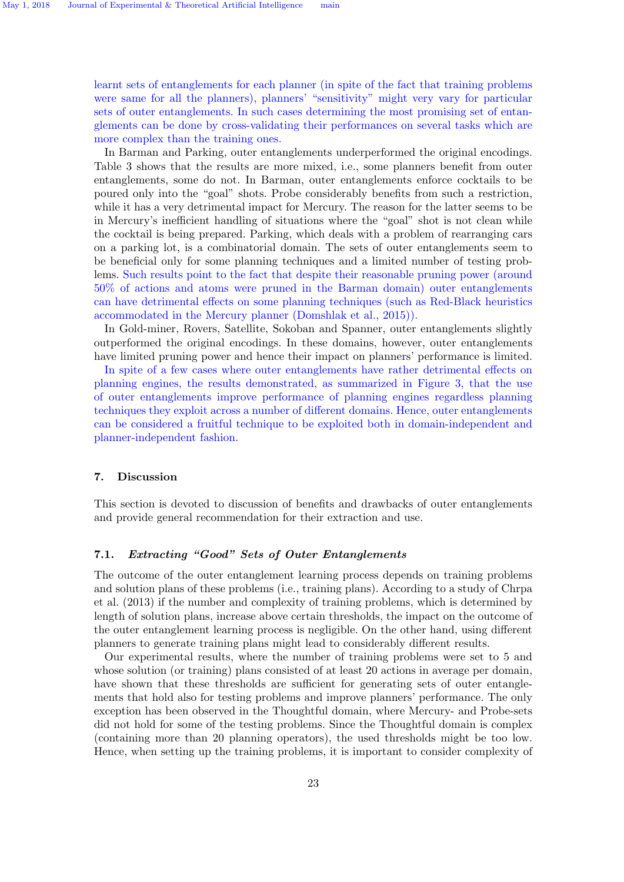learnt sets of entanglements for each planner (in spite of the fact that training problems were same for all the planners), planners' "sensitivity" might very vary for particular sets of outer entanglements. In such cases determining the most promising set of entanglements can be done by cross-validating their performances on several tasks which are more complex than the training ones.

In Barman and Parking, outer entanglements underperformed the original encodings. Table 3 shows that the results are more mixed, i.e., some planners benefit from outer entanglements, some do not. In Barman, outer entanglements enforce cocktails to be poured only into the "goal" shots. Probe considerably benefits from such a restriction, while it has a very detrimental impact for Mercury. The reason for the latter seems to be in Mercury's inefficient handling of situations where the "goal" shot is not clean while the cocktail is being prepared. Parking, which deals with a problem of rearranging cars on a parking lot, is a combinatorial domain. The sets of outer entanglements seem to be beneficial only for some planning techniques and a limited number of testing problems. Such results point to the fact that despite their reasonable pruning power (around 50% of actions and atoms were pruned in the Barman domain) outer entanglements can have detrimental effects on some planning techniques (such as Red-Black heuristics accommodated in the Mercury planner (Domshlak et al., 2015)).

In Gold-miner, Rovers, Satellite, Sokoban and Spanner, outer entanglements slightly outperformed the original encodings. In these domains, however, outer entanglements have limited pruning power and hence their impact on planners' performance is limited.

In spite of a few cases where outer entanglements have rather detrimental effects on planning engines, the results demonstrated, as summarized in Figure 3, that the use of outer entanglements improve performance of planning engines regardless planning techniques they exploit across a number of different domains. Hence, outer entanglements can be considered a fruitful technique to be exploited both in domain-independent and planner-independent fashion.

## 7. Discussion

This section is devoted to discussion of benefits and drawbacks of outer entanglements and provide general recommendation for their extraction and use.

### 7.1. *Extracting "Good" Sets of Outer Entanglements*

The outcome of the outer entanglement learning process depends on training problems and solution plans of these problems (i.e., training plans). According to a study of Chrpa et al. (2013) if the number and complexity of training problems, which is determined by length of solution plans, increase above certain thresholds, the impact on the outcome of the outer entanglement learning process is negligible. On the other hand, using different planners to generate training plans might lead to considerably different results.

Our experimental results, where the number of training problems were set to 5 and whose solution (or training) plans consisted of at least 20 actions in average per domain, have shown that these thresholds are sufficient for generating sets of outer entanglements that hold also for testing problems and improve planners' performance. The only exception has been observed in the Thoughtful domain, where Mercury- and Probe-sets did not hold for some of the testing problems. Since the Thoughtful domain is complex (containing more than 20 planning operators), the used thresholds might be too low. Hence, when setting up the training problems, it is important to consider complexity of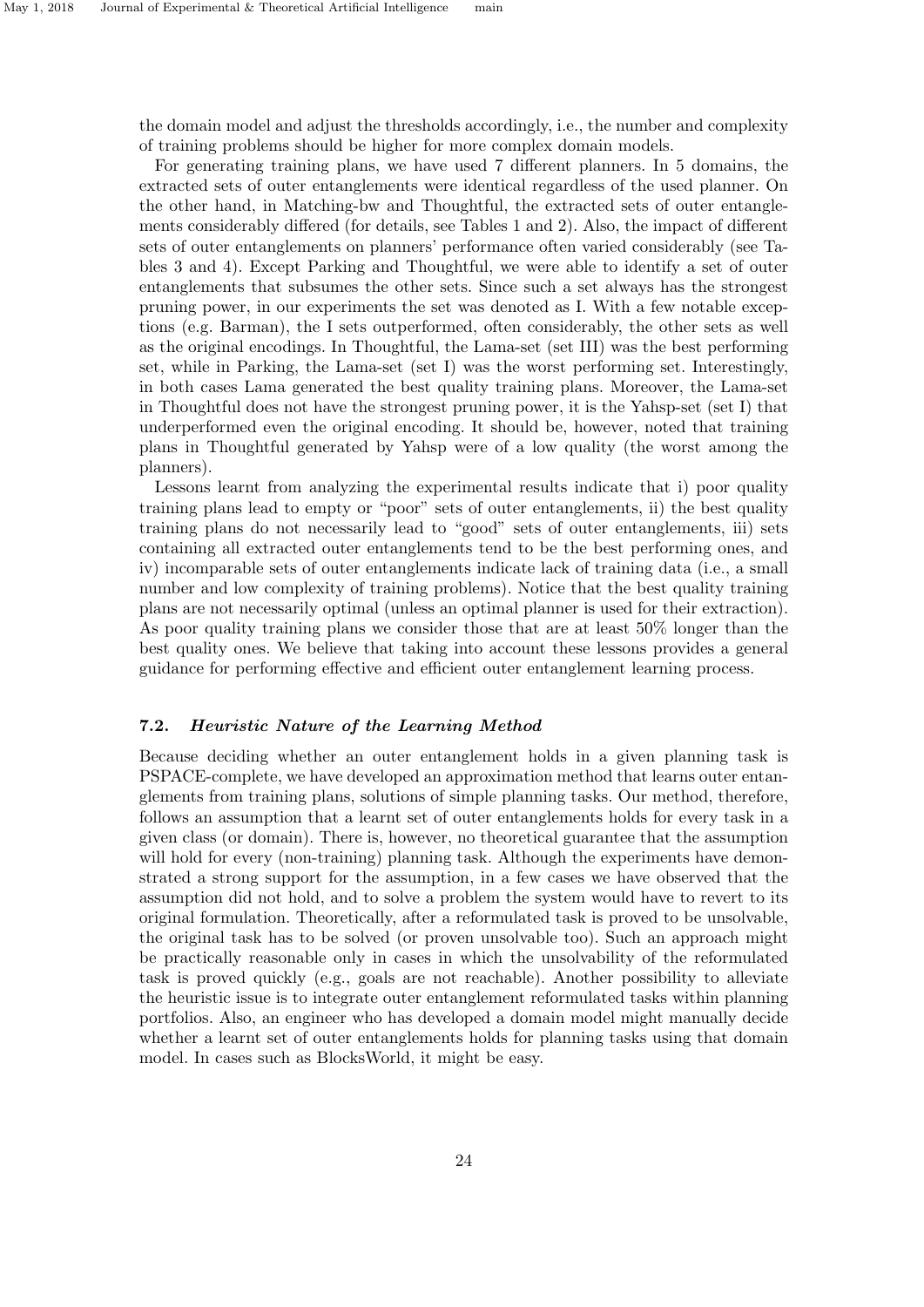the domain model and adjust the thresholds accordingly, i.e., the number and complexity of training problems should be higher for more complex domain models.

For generating training plans, we have used 7 different planners. In 5 domains, the extracted sets of outer entanglements were identical regardless of the used planner. On the other hand, in Matching-bw and Thoughtful, the extracted sets of outer entanglements considerably differed (for details, see Tables 1 and 2). Also, the impact of different sets of outer entanglements on planners' performance often varied considerably (see Tables 3 and 4). Except Parking and Thoughtful, we were able to identify a set of outer entanglements that subsumes the other sets. Since such a set always has the strongest pruning power, in our experiments the set was denoted as I. With a few notable exceptions (e.g. Barman), the I sets outperformed, often considerably, the other sets as well as the original encodings. In Thoughtful, the Lama-set (set III) was the best performing set, while in Parking, the Lama-set (set I) was the worst performing set. Interestingly, in both cases Lama generated the best quality training plans. Moreover, the Lama-set in Thoughtful does not have the strongest pruning power, it is the Yahsp-set (set I) that underperformed even the original encoding. It should be, however, noted that training plans in Thoughtful generated by Yahsp were of a low quality (the worst among the planners).

Lessons learnt from analyzing the experimental results indicate that i) poor quality training plans lead to empty or "poor" sets of outer entanglements, ii) the best quality training plans do not necessarily lead to "good" sets of outer entanglements, iii) sets containing all extracted outer entanglements tend to be the best performing ones, and iv) incomparable sets of outer entanglements indicate lack of training data (i.e., a small number and low complexity of training problems). Notice that the best quality training plans are not necessarily optimal (unless an optimal planner is used for their extraction). As poor quality training plans we consider those that are at least 50% longer than the best quality ones. We believe that taking into account these lessons provides a general guidance for performing effective and efficient outer entanglement learning process.

### 7.2. *Heuristic Nature of the Learning Method*

Because deciding whether an outer entanglement holds in a given planning task is PSPACE-complete, we have developed an approximation method that learns outer entanglements from training plans, solutions of simple planning tasks. Our method, therefore, follows an assumption that a learnt set of outer entanglements holds for every task in a given class (or domain). There is, however, no theoretical guarantee that the assumption will hold for every (non-training) planning task. Although the experiments have demonstrated a strong support for the assumption, in a few cases we have observed that the assumption did not hold, and to solve a problem the system would have to revert to its original formulation. Theoretically, after a reformulated task is proved to be unsolvable, the original task has to be solved (or proven unsolvable too). Such an approach might be practically reasonable only in cases in which the unsolvability of the reformulated task is proved quickly (e.g., goals are not reachable). Another possibility to alleviate the heuristic issue is to integrate outer entanglement reformulated tasks within planning portfolios. Also, an engineer who has developed a domain model might manually decide whether a learnt set of outer entanglements holds for planning tasks using that domain model. In cases such as BlocksWorld, it might be easy.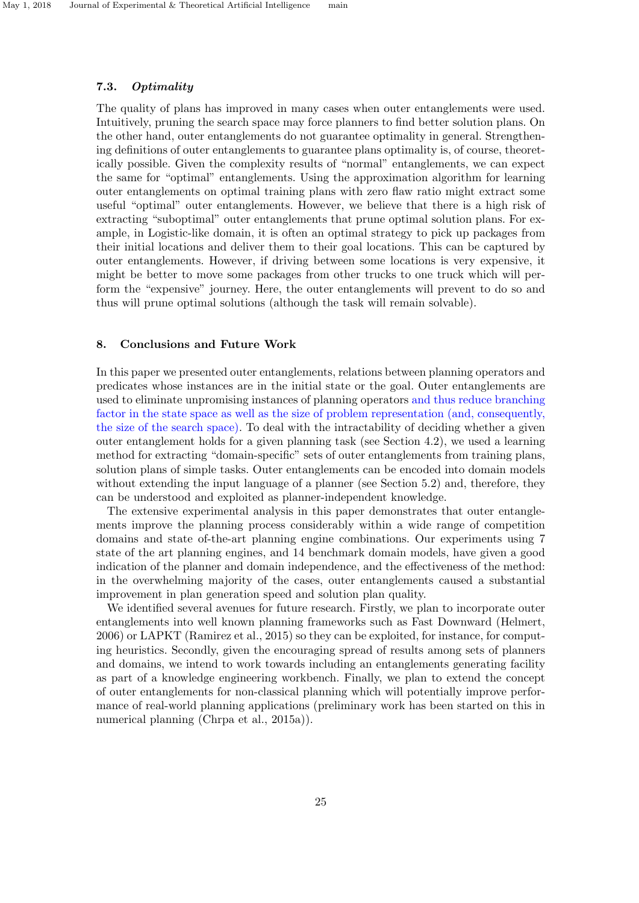### 7.3. *Optimality*

The quality of plans has improved in many cases when outer entanglements were used. Intuitively, pruning the search space may force planners to find better solution plans. On the other hand, outer entanglements do not guarantee optimality in general. Strengthening definitions of outer entanglements to guarantee plans optimality is, of course, theoretically possible. Given the complexity results of "normal" entanglements, we can expect the same for "optimal" entanglements. Using the approximation algorithm for learning outer entanglements on optimal training plans with zero flaw ratio might extract some useful "optimal" outer entanglements. However, we believe that there is a high risk of extracting "suboptimal" outer entanglements that prune optimal solution plans. For example, in Logistic-like domain, it is often an optimal strategy to pick up packages from their initial locations and deliver them to their goal locations. This can be captured by outer entanglements. However, if driving between some locations is very expensive, it might be better to move some packages from other trucks to one truck which will perform the "expensive" journey. Here, the outer entanglements will prevent to do so and thus will prune optimal solutions (although the task will remain solvable).

## 8. Conclusions and Future Work

In this paper we presented outer entanglements, relations between planning operators and predicates whose instances are in the initial state or the goal. Outer entanglements are used to eliminate unpromising instances of planning operators and thus reduce branching factor in the state space as well as the size of problem representation (and, consequently, the size of the search space). To deal with the intractability of deciding whether a given outer entanglement holds for a given planning task (see Section 4.2), we used a learning method for extracting "domain-specific" sets of outer entanglements from training plans, solution plans of simple tasks. Outer entanglements can be encoded into domain models without extending the input language of a planner (see Section 5.2) and, therefore, they can be understood and exploited as planner-independent knowledge.

The extensive experimental analysis in this paper demonstrates that outer entanglements improve the planning process considerably within a wide range of competition domains and state of-the-art planning engine combinations. Our experiments using 7 state of the art planning engines, and 14 benchmark domain models, have given a good indication of the planner and domain independence, and the effectiveness of the method: in the overwhelming majority of the cases, outer entanglements caused a substantial improvement in plan generation speed and solution plan quality.

We identified several avenues for future research. Firstly, we plan to incorporate outer entanglements into well known planning frameworks such as Fast Downward (Helmert, 2006) or LAPKT (Ramirez et al., 2015) so they can be exploited, for instance, for computing heuristics. Secondly, given the encouraging spread of results among sets of planners and domains, we intend to work towards including an entanglements generating facility as part of a knowledge engineering workbench. Finally, we plan to extend the concept of outer entanglements for non-classical planning which will potentially improve performance of real-world planning applications (preliminary work has been started on this in numerical planning (Chrpa et al., 2015a)).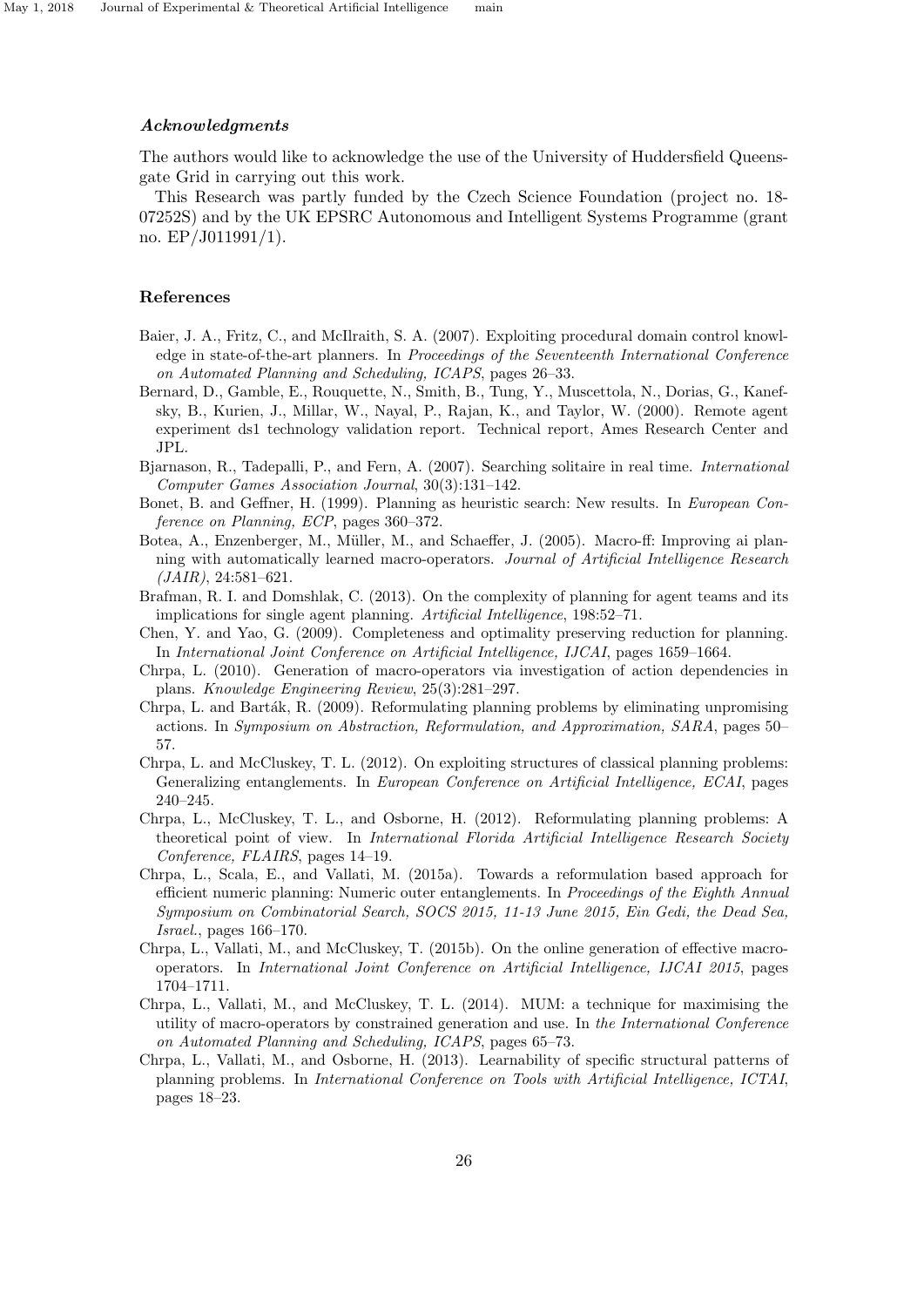### *Acknowledgments*

The authors would like to acknowledge the use of the University of Huddersfield Queensgate Grid in carrying out this work.

This Research was partly funded by the Czech Science Foundation (project no. 18-07252S) and by the UK EPSRC Autonomous and Intelligent Systems Programme (grant no. EP/J011991/1).

## References

Baier, J. A., Fritz, C., and McIlraith, S. A. (2007). Exploiting procedural domain control knowledge in state-of-the-art planners. In *Proceedings of the Seventeenth International Conference on Automated Planning and Scheduling, ICAPS*, pages 26–33.

Bernard, D., Gamble, E., Rouquette, N., Smith, B., Tung, Y., Muscettola, N., Dorias, G., Kanefsky, B., Kurien, J., Millar, W., Nayal, P., Rajan, K., and Taylor, W. (2000). Remote agent experiment ds1 technology validation report. Technical report, Ames Research Center and JPL.

Bjarnason, R., Tadepalli, P., and Fern, A. (2007). Searching solitaire in real time. *International Computer Games Association Journal*, 30(3):131–142.

Bonet, B. and Geffner, H. (1999). Planning as heuristic search: New results. In *European Conference on Planning, ECP*, pages 360–372.

Botea, A., Enzenberger, M., Müller, M., and Schaeffer, J. (2005). Macro-ff: Improving ai planning with automatically learned macro-operators. *Journal of Artificial Intelligence Research (JAIR)*, 24:581–621.

Brafman, R. I. and Domshlak, C. (2013). On the complexity of planning for agent teams and its implications for single agent planning. *Artificial Intelligence*, 198:52–71.

Chen, Y. and Yao, G. (2009). Completeness and optimality preserving reduction for planning. In *International Joint Conference on Artificial Intelligence, IJCAI*, pages 1659–1664.

Chrpa, L. (2010). Generation of macro-operators via investigation of action dependencies in plans. *Knowledge Engineering Review*, 25(3):281–297.

Chrpa, L. and Barták, R. (2009). Reformulating planning problems by eliminating unpromising actions. In *Symposium on Abstraction, Reformulation, and Approximation, SARA*, pages 50–57.

Chrpa, L. and McCluskey, T. L. (2012). On exploiting structures of classical planning problems: Generalizing entanglements. In *European Conference on Artificial Intelligence, ECAI*, pages 240–245.

Chrpa, L., McCluskey, T. L., and Osborne, H. (2012). Reformulating planning problems: A theoretical point of view. In *International Florida Artificial Intelligence Research Society Conference, FLAIRS*, pages 14–19.

Chrpa, L., Scala, E., and Vallati, M. (2015a). Towards a reformulation based approach for efficient numeric planning: Numeric outer entanglements. In *Proceedings of the Eighth Annual Symposium on Combinatorial Search, SOCS 2015, 11-13 June 2015, Ein Gedi, the Dead Sea, Israel.*, pages 166–170.

Chrpa, L., Vallati, M., and McCluskey, T. (2015b). On the online generation of effective macro-operators. In *International Joint Conference on Artificial Intelligence, IJCAI 2015*, pages 1704–1711.

Chrpa, L., Vallati, M., and McCluskey, T. L. (2014). MUM: a technique for maximising the utility of macro-operators by constrained generation and use. In *the International Conference on Automated Planning and Scheduling, ICAPS*, pages 65–73.

Chrpa, L., Vallati, M., and Osborne, H. (2013). Learnability of specific structural patterns of planning problems. In *International Conference on Tools with Artificial Intelligence, ICTAI*, pages 18–23.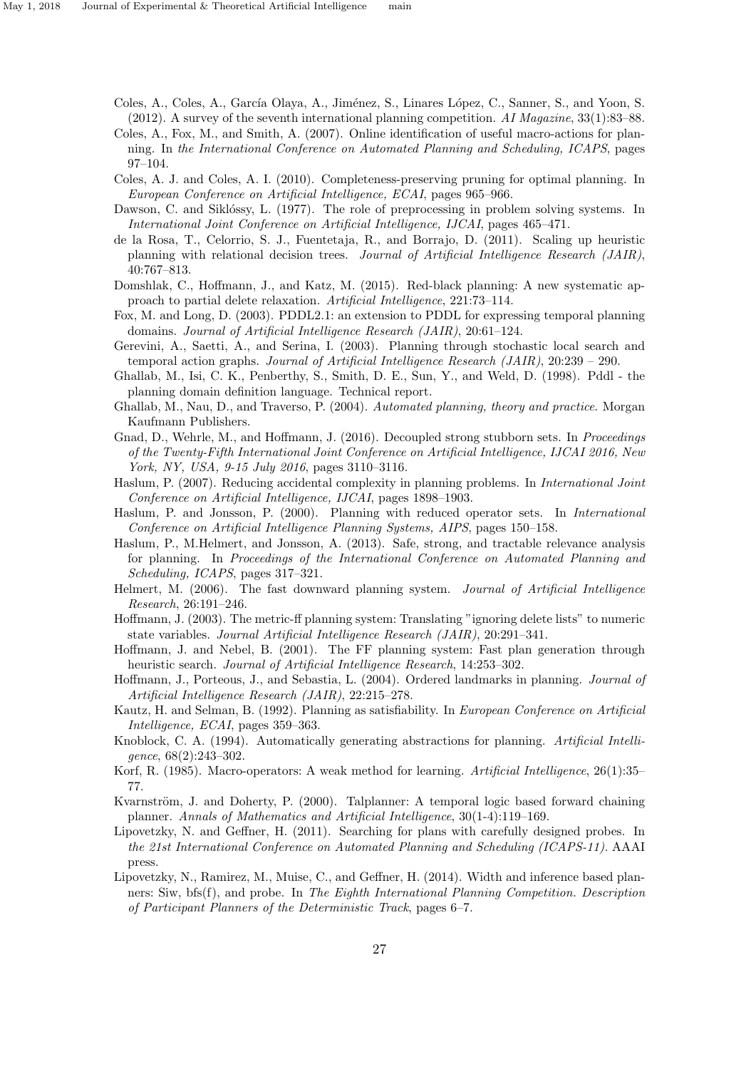Coles, A., Coles, A., García Olaya, A., Jiménez, S., Linares López, C., Sanner, S., and Yoon, S. (2012). A survey of the seventh international planning competition. *AI Magazine*, 33(1):83–88.

Coles, A., Fox, M., and Smith, A. (2007). Online identification of useful macro-actions for planning. In *the International Conference on Automated Planning and Scheduling, ICAPS*, pages 97–104.

Coles, A. J. and Coles, A. I. (2010). Completeness-preserving pruning for optimal planning. In *European Conference on Artificial Intelligence, ECAI*, pages 965–966.

Dawson, C. and Siklóssy, L. (1977). The role of preprocessing in problem solving systems. In *International Joint Conference on Artificial Intelligence, IJCAI*, pages 465–471.

de la Rosa, T., Celorrio, S. J., Fuentetaja, R., and Borrajo, D. (2011). Scaling up heuristic planning with relational decision trees. *Journal of Artificial Intelligence Research (JAIR)*, 40:767–813.

Domshlak, C., Hoffmann, J., and Katz, M. (2015). Red-black planning: A new systematic approach to partial delete relaxation. *Artificial Intelligence*, 221:73–114.

Fox, M. and Long, D. (2003). PDDL2.1: an extension to PDDL for expressing temporal planning domains. *Journal of Artificial Intelligence Research (JAIR)*, 20:61–124.

Gerevini, A., Saetti, A., and Serina, I. (2003). Planning through stochastic local search and temporal action graphs. *Journal of Artificial Intelligence Research (JAIR)*, 20:239 – 290.

Ghallab, M., Isi, C. K., Penberthy, S., Smith, D. E., Sun, Y., and Weld, D. (1998). Pddl - the planning domain definition language. Technical report.

Ghallab, M., Nau, D., and Traverso, P. (2004). *Automated planning, theory and practice*. Morgan Kaufmann Publishers.

Gnad, D., Wehrle, M., and Hoffmann, J. (2016). Decoupled strong stubborn sets. In *Proceedings of the Twenty-Fifth International Joint Conference on Artificial Intelligence, IJCAI 2016, New York, NY, USA, 9-15 July 2016*, pages 3110–3116.

Haslum, P. (2007). Reducing accidental complexity in planning problems. In *International Joint Conference on Artificial Intelligence, IJCAI*, pages 1898–1903.

Haslum, P. and Jonsson, P. (2000). Planning with reduced operator sets. In *International Conference on Artificial Intelligence Planning Systems, AIPS*, pages 150–158.

Haslum, P., M.Helmert, and Jonsson, A. (2013). Safe, strong, and tractable relevance analysis for planning. In *Proceedings of the International Conference on Automated Planning and Scheduling, ICAPS*, pages 317–321.

Helmert, M. (2006). The fast downward planning system. *Journal of Artificial Intelligence Research*, 26:191–246.

Hoffmann, J. (2003). The metric-ff planning system: Translating "ignoring delete lists" to numeric state variables. *Journal Artificial Intelligence Research (JAIR)*, 20:291–341.

Hoffmann, J. and Nebel, B. (2001). The FF planning system: Fast plan generation through heuristic search. *Journal of Artificial Intelligence Research*, 14:253–302.

Hoffmann, J., Porteous, J., and Sebastia, L. (2004). Ordered landmarks in planning. *Journal of Artificial Intelligence Research (JAIR)*, 22:215–278.

Kautz, H. and Selman, B. (1992). Planning as satisfiability. In *European Conference on Artificial Intelligence, ECAI*, pages 359–363.

Knoblock, C. A. (1994). Automatically generating abstractions for planning. *Artificial Intelligence*, 68(2):243–302.

Korf, R. (1985). Macro-operators: A weak method for learning. *Artificial Intelligence*, 26(1):35–77.

Kvarnström, J. and Doherty, P. (2000). Talplanner: A temporal logic based forward chaining planner. *Annals of Mathematics and Artificial Intelligence*, 30(1-4):119–169.

Lipovetzky, N. and Geffner, H. (2011). Searching for plans with carefully designed probes. In *the 21st International Conference on Automated Planning and Scheduling (ICAPS-11)*. AAAI press.

Lipovetzky, N., Ramirez, M., Muise, C., and Geffner, H. (2014). Width and inference based planners: Siw, bfs(f), and probe. In *The Eighth International Planning Competition. Description of Participant Planners of the Deterministic Track*, pages 6–7.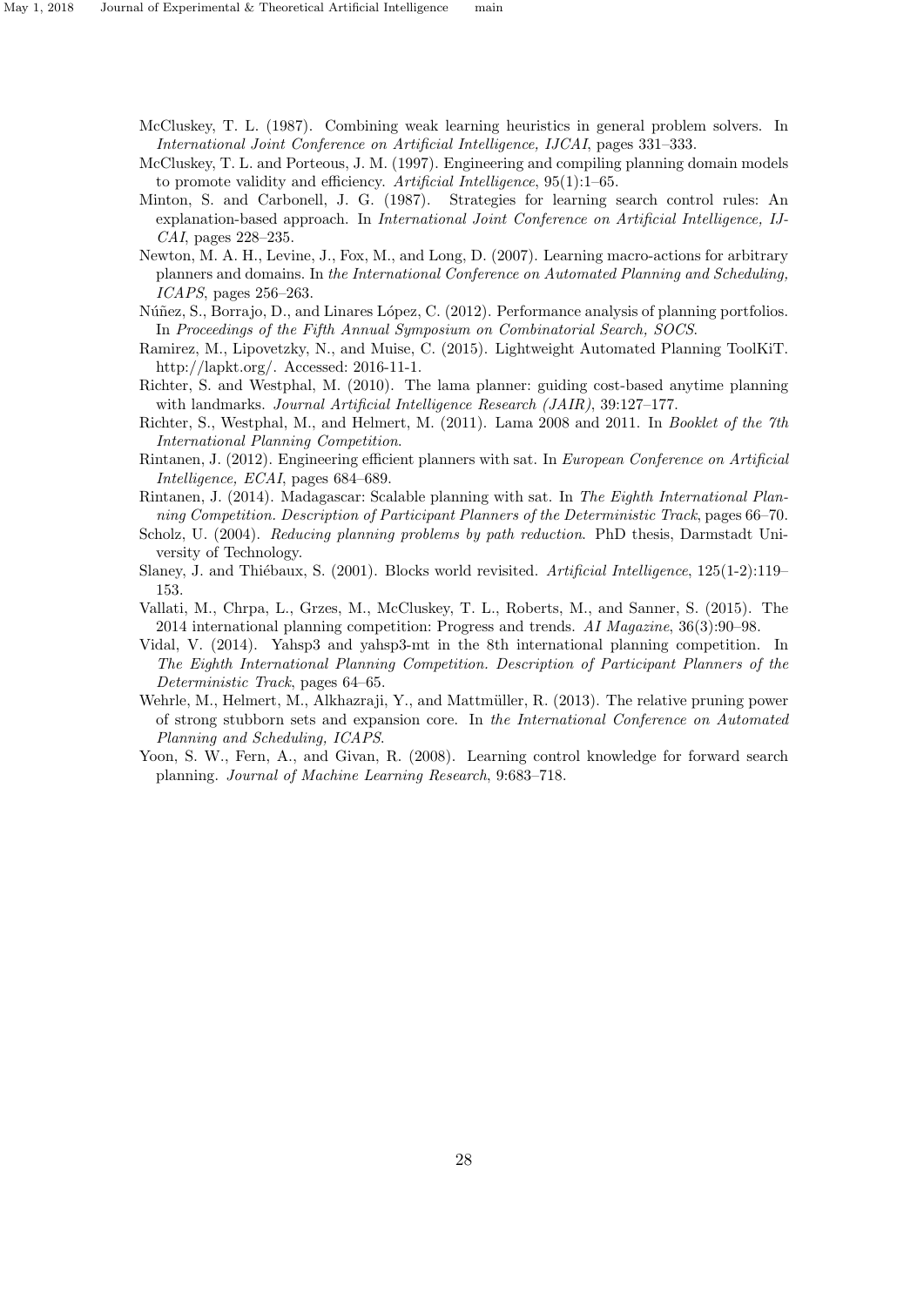McCluskey, T. L. (1987). Combining weak learning heuristics in general problem solvers. In *International Joint Conference on Artificial Intelligence, IJCAI*, pages 331–333.

McCluskey, T. L. and Porteous, J. M. (1997). Engineering and compiling planning domain models to promote validity and efficiency. *Artificial Intelligence*, 95(1):1–65.

Minton, S. and Carbonell, J. G. (1987). Strategies for learning search control rules: An explanation-based approach. In *International Joint Conference on Artificial Intelligence, IJCAI*, pages 228–235.

Newton, M. A. H., Levine, J., Fox, M., and Long, D. (2007). Learning macro-actions for arbitrary planners and domains. In *the International Conference on Automated Planning and Scheduling, ICAPS*, pages 256–263.

Núñez, S., Borrajo, D., and Linares López, C. (2012). Performance analysis of planning portfolios. In *Proceedings of the Fifth Annual Symposium on Combinatorial Search, SOCS*.

Ramirez, M., Lipovetzky, N., and Muise, C. (2015). Lightweight Automated Planning ToolKiT. http://lapkt.org/. Accessed: 2016-11-1.

Richter, S. and Westphal, M. (2010). The lama planner: guiding cost-based anytime planning with landmarks. *Journal Artificial Intelligence Research (JAIR)*, 39:127–177.

Richter, S., Westphal, M., and Helmert, M. (2011). Lama 2008 and 2011. In *Booklet of the 7th International Planning Competition*.

Rintanen, J. (2012). Engineering efficient planners with sat. In *European Conference on Artificial Intelligence, ECAI*, pages 684–689.

Rintanen, J. (2014). Madagascar: Scalable planning with sat. In *The Eighth International Planning Competition. Description of Participant Planners of the Deterministic Track*, pages 66–70.

Scholz, U. (2004). *Reducing planning problems by path reduction*. PhD thesis, Darmstadt University of Technology.

Slaney, J. and Thiébaux, S. (2001). Blocks world revisited. *Artificial Intelligence*, 125(1-2):119–153.

Vallati, M., Chrpa, L., Grzes, M., McCluskey, T. L., Roberts, M., and Sanner, S. (2015). The 2014 international planning competition: Progress and trends. *AI Magazine*, 36(3):90–98.

Vidal, V. (2014). Yahsp3 and yahsp3-mt in the 8th international planning competition. In *The Eighth International Planning Competition. Description of Participant Planners of the Deterministic Track*, pages 64–65.

Wehrle, M., Helmert, M., Alkhazraji, Y., and Mattmüller, R. (2013). The relative pruning power of strong stubborn sets and expansion core. In *the International Conference on Automated Planning and Scheduling, ICAPS*.

Yoon, S. W., Fern, A., and Givan, R. (2008). Learning control knowledge for forward search planning. *Journal of Machine Learning Research*, 9:683–718.